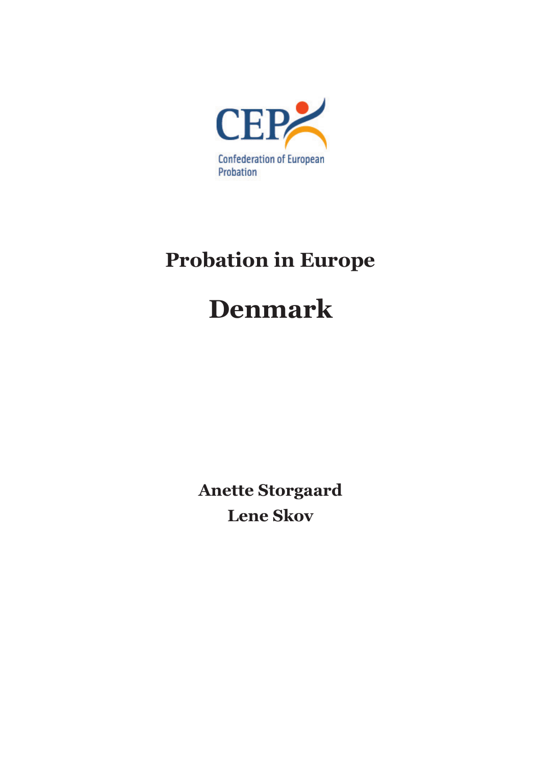CEP

Confederation of European Probation

# Probation in Europe

# Denmark

**Anette Storgaard**
**Lene Skov**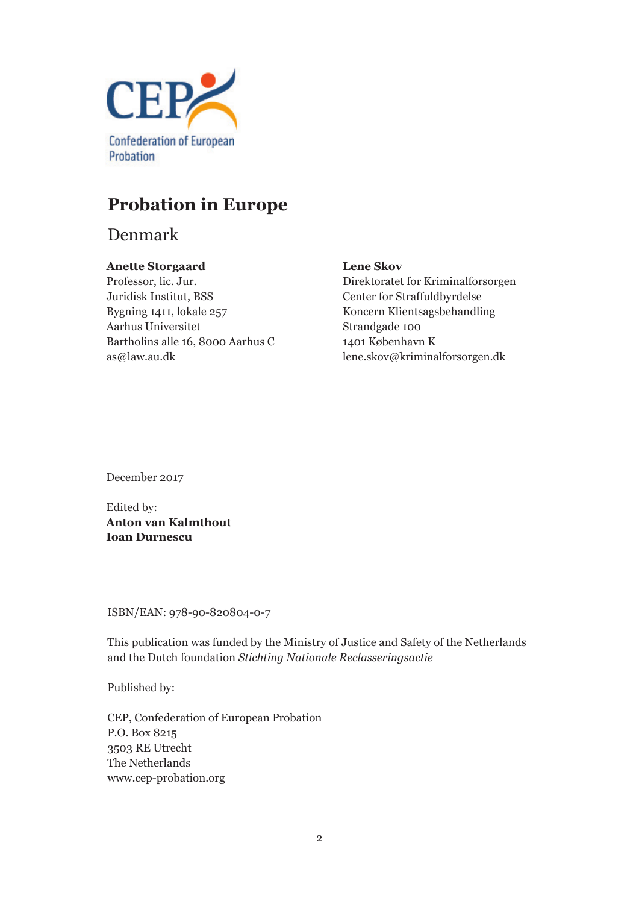CEP Confederation of European Probation

# Probation in Europe

## Denmark

**Anette Storgaard**
Professor, lic. Jur.
Juridisk Institut, BSS
Bygning 1411, lokale 257
Aarhus Universitet
Bartholins alle 16, 8000 Aarhus C
as@law.au.dk

**Lene Skov**
Direktoratet for Kriminalforsorgen
Center for Straffuldbyrdelse
Koncern Klientsagsbehandling
Strandgade 100
1401 København K
lene.skov@kriminalforsorgen.dk

December 2017

Edited by:
**Anton van Kalmthout**
**Ioan Durnescu**

ISBN/EAN: 978-90-820804-0-7

This publication was funded by the Ministry of Justice and Safety of the Netherlands and the Dutch foundation *Stichting Nationale Reclasseringsactie*

Published by:

CEP, Confederation of European Probation
P.O. Box 8215
3503 RE Utrecht
The Netherlands
www.cep-probation.org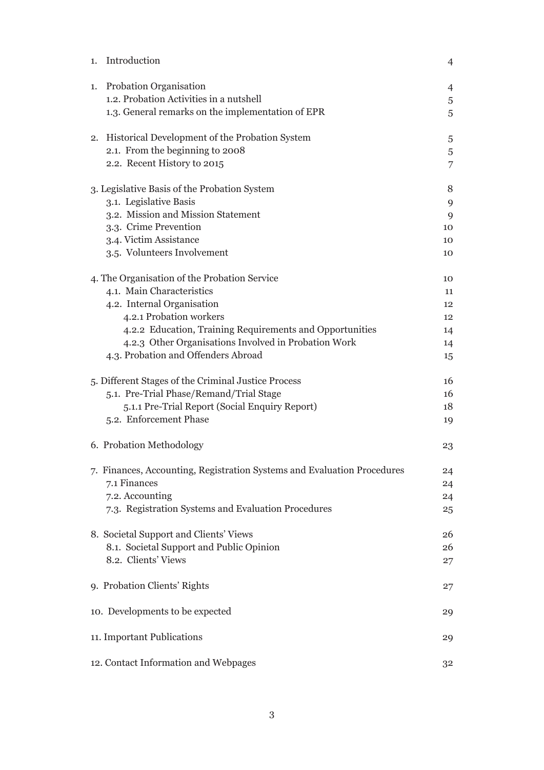| | |
|---|---|
| 1. Introduction | 4 |
| 1. Probation Organisation | 4 |
| 1.2. Probation Activities in a nutshell | 5 |
| 1.3. General remarks on the implementation of EPR | 5 |
| 2. Historical Development of the Probation System | 5 |
| 2.1. From the beginning to 2008 | 5 |
| 2.2. Recent History to 2015 | 7 |
| 3. Legislative Basis of the Probation System | 8 |
| 3.1. Legislative Basis | 9 |
| 3.2. Mission and Mission Statement | 9 |
| 3.3. Crime Prevention | 10 |
| 3.4. Victim Assistance | 10 |
| 3.5. Volunteers Involvement | 10 |
| 4. The Organisation of the Probation Service | 10 |
| 4.1. Main Characteristics | 11 |
| 4.2. Internal Organisation | 12 |
| 4.2.1 Probation workers | 12 |
| 4.2.2 Education, Training Requirements and Opportunities | 14 |
| 4.2.3 Other Organisations Involved in Probation Work | 14 |
| 4.3. Probation and Offenders Abroad | 15 |
| 5. Different Stages of the Criminal Justice Process | 16 |
| 5.1. Pre-Trial Phase/Remand/Trial Stage | 16 |
| 5.1.1 Pre-Trial Report (Social Enquiry Report) | 18 |
| 5.2. Enforcement Phase | 19 |
| 6. Probation Methodology | 23 |
| 7. Finances, Accounting, Registration Systems and Evaluation Procedures | 24 |
| 7.1 Finances | 24 |
| 7.2. Accounting | 24 |
| 7.3. Registration Systems and Evaluation Procedures | 25 |
| 8. Societal Support and Clients' Views | 26 |
| 8.1. Societal Support and Public Opinion | 26 |
| 8.2. Clients' Views | 27 |
| 9. Probation Clients' Rights | 27 |
| 10. Developments to be expected | 29 |
| 11. Important Publications | 29 |
| 12. Contact Information and Webpages | 32 |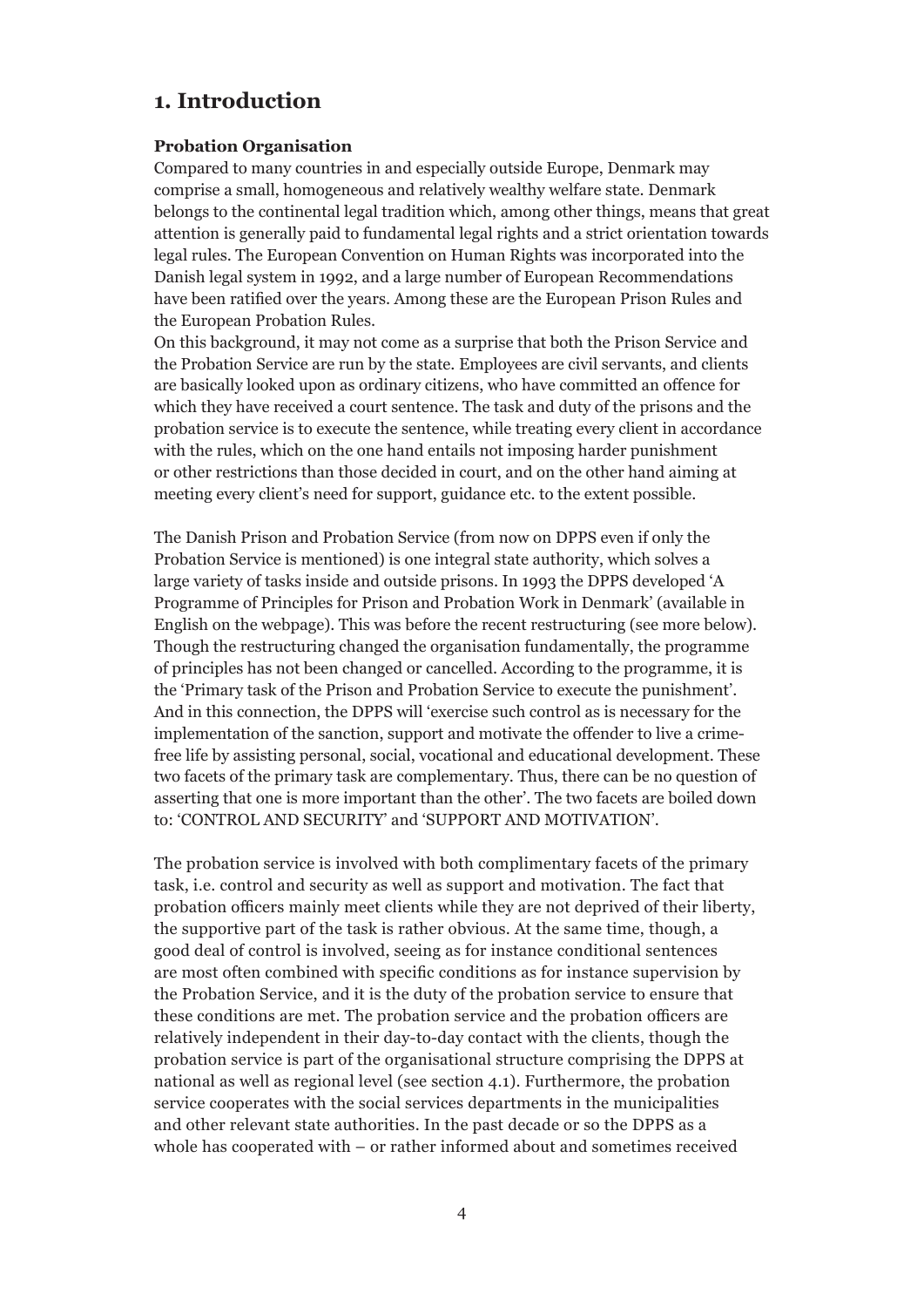# 1. Introduction

**Probation Organisation**

Compared to many countries in and especially outside Europe, Denmark may comprise a small, homogeneous and relatively wealthy welfare state. Denmark belongs to the continental legal tradition which, among other things, means that great attention is generally paid to fundamental legal rights and a strict orientation towards legal rules. The European Convention on Human Rights was incorporated into the Danish legal system in 1992, and a large number of European Recommendations have been ratified over the years. Among these are the European Prison Rules and the European Probation Rules.

On this background, it may not come as a surprise that both the Prison Service and the Probation Service are run by the state. Employees are civil servants, and clients are basically looked upon as ordinary citizens, who have committed an offence for which they have received a court sentence. The task and duty of the prisons and the probation service is to execute the sentence, while treating every client in accordance with the rules, which on the one hand entails not imposing harder punishment or other restrictions than those decided in court, and on the other hand aiming at meeting every client's need for support, guidance etc. to the extent possible.

The Danish Prison and Probation Service (from now on DPPS even if only the Probation Service is mentioned) is one integral state authority, which solves a large variety of tasks inside and outside prisons. In 1993 the DPPS developed 'A Programme of Principles for Prison and Probation Work in Denmark' (available in English on the webpage). This was before the recent restructuring (see more below). Though the restructuring changed the organisation fundamentally, the programme of principles has not been changed or cancelled. According to the programme, it is the 'Primary task of the Prison and Probation Service to execute the punishment'. And in this connection, the DPPS will 'exercise such control as is necessary for the implementation of the sanction, support and motivate the offender to live a crime-free life by assisting personal, social, vocational and educational development. These two facets of the primary task are complementary. Thus, there can be no question of asserting that one is more important than the other'. The two facets are boiled down to: 'CONTROL AND SECURITY' and 'SUPPORT AND MOTIVATION'.

The probation service is involved with both complimentary facets of the primary task, i.e. control and security as well as support and motivation. The fact that probation officers mainly meet clients while they are not deprived of their liberty, the supportive part of the task is rather obvious. At the same time, though, a good deal of control is involved, seeing as for instance conditional sentences are most often combined with specific conditions as for instance supervision by the Probation Service, and it is the duty of the probation service to ensure that these conditions are met. The probation service and the probation officers are relatively independent in their day-to-day contact with the clients, though the probation service is part of the organisational structure comprising the DPPS at national as well as regional level (see section 4.1). Furthermore, the probation service cooperates with the social services departments in the municipalities and other relevant state authorities. In the past decade or so the DPPS as a whole has cooperated with – or rather informed about and sometimes received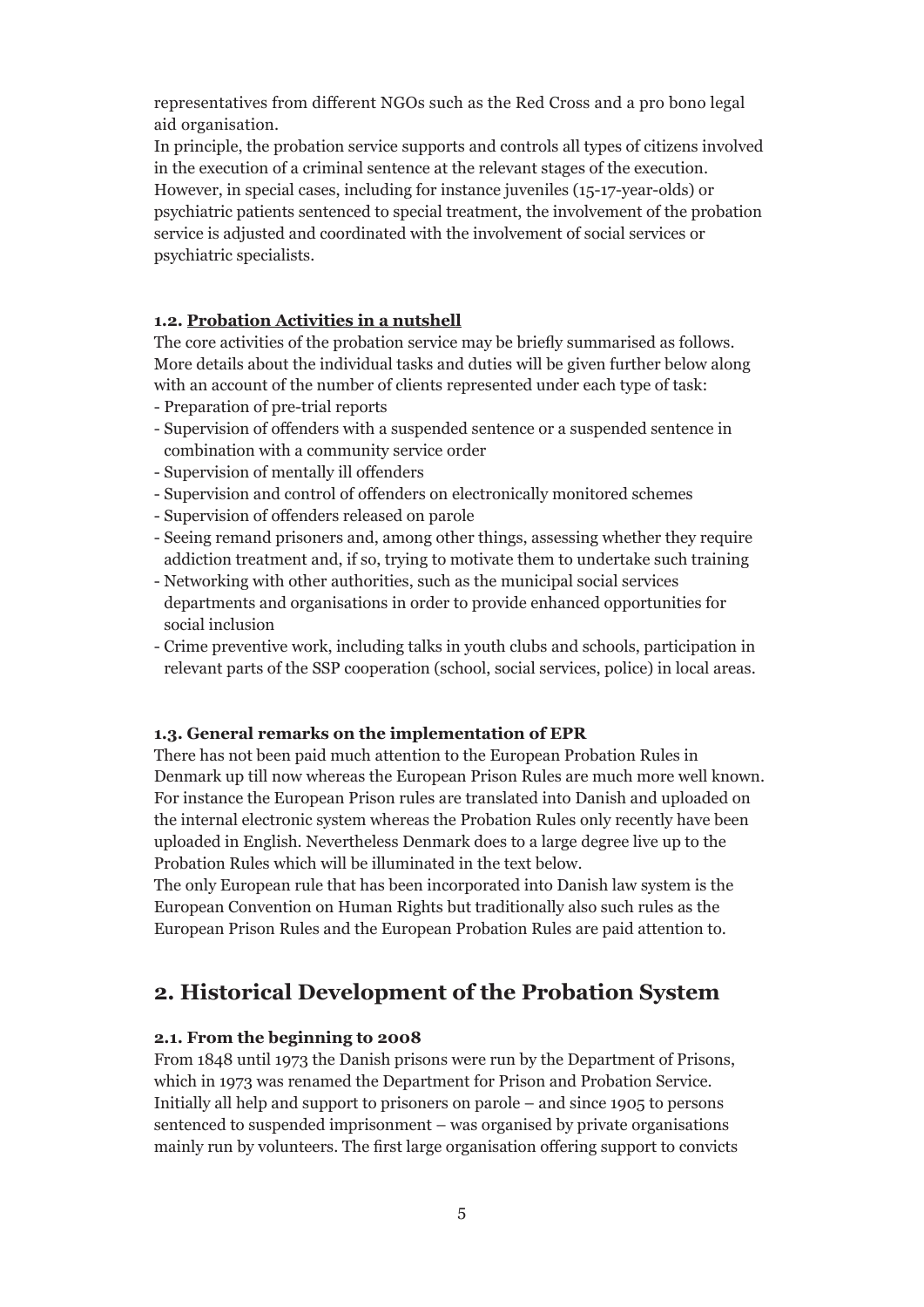representatives from different NGOs such as the Red Cross and a pro bono legal aid organisation.

In principle, the probation service supports and controls all types of citizens involved in the execution of a criminal sentence at the relevant stages of the execution. However, in special cases, including for instance juveniles (15-17-year-olds) or psychiatric patients sentenced to special treatment, the involvement of the probation service is adjusted and coordinated with the involvement of social services or psychiatric specialists.

### 1.2. Probation Activities in a nutshell

The core activities of the probation service may be briefly summarised as follows. More details about the individual tasks and duties will be given further below along with an account of the number of clients represented under each type of task:

- Preparation of pre-trial reports
- Supervision of offenders with a suspended sentence or a suspended sentence in combination with a community service order
- Supervision of mentally ill offenders
- Supervision and control of offenders on electronically monitored schemes
- Supervision of offenders released on parole
- Seeing remand prisoners and, among other things, assessing whether they require addiction treatment and, if so, trying to motivate them to undertake such training
- Networking with other authorities, such as the municipal social services departments and organisations in order to provide enhanced opportunities for social inclusion
- Crime preventive work, including talks in youth clubs and schools, participation in relevant parts of the SSP cooperation (school, social services, police) in local areas.

### 1.3. General remarks on the implementation of EPR

There has not been paid much attention to the European Probation Rules in Denmark up till now whereas the European Prison Rules are much more well known. For instance the European Prison rules are translated into Danish and uploaded on the internal electronic system whereas the Probation Rules only recently have been uploaded in English. Nevertheless Denmark does to a large degree live up to the Probation Rules which will be illuminated in the text below.

The only European rule that has been incorporated into Danish law system is the European Convention on Human Rights but traditionally also such rules as the European Prison Rules and the European Probation Rules are paid attention to.

## 2. Historical Development of the Probation System

### 2.1. From the beginning to 2008

From 1848 until 1973 the Danish prisons were run by the Department of Prisons, which in 1973 was renamed the Department for Prison and Probation Service. Initially all help and support to prisoners on parole – and since 1905 to persons sentenced to suspended imprisonment – was organised by private organisations mainly run by volunteers. The first large organisation offering support to convicts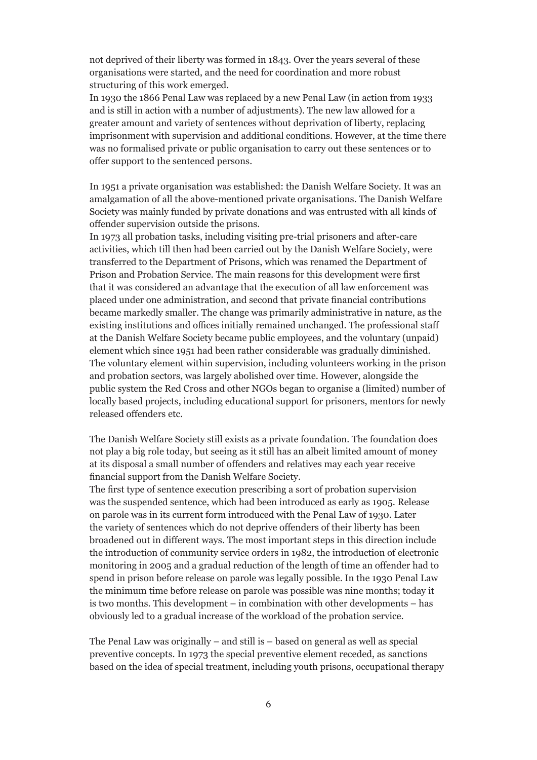not deprived of their liberty was formed in 1843. Over the years several of these organisations were started, and the need for coordination and more robust structuring of this work emerged.

In 1930 the 1866 Penal Law was replaced by a new Penal Law (in action from 1933 and is still in action with a number of adjustments). The new law allowed for a greater amount and variety of sentences without deprivation of liberty, replacing imprisonment with supervision and additional conditions. However, at the time there was no formalised private or public organisation to carry out these sentences or to offer support to the sentenced persons.

In 1951 a private organisation was established: the Danish Welfare Society. It was an amalgamation of all the above-mentioned private organisations. The Danish Welfare Society was mainly funded by private donations and was entrusted with all kinds of offender supervision outside the prisons.

In 1973 all probation tasks, including visiting pre-trial prisoners and after-care activities, which till then had been carried out by the Danish Welfare Society, were transferred to the Department of Prisons, which was renamed the Department of Prison and Probation Service. The main reasons for this development were first that it was considered an advantage that the execution of all law enforcement was placed under one administration, and second that private financial contributions became markedly smaller. The change was primarily administrative in nature, as the existing institutions and offices initially remained unchanged. The professional staff at the Danish Welfare Society became public employees, and the voluntary (unpaid) element which since 1951 had been rather considerable was gradually diminished. The voluntary element within supervision, including volunteers working in the prison and probation sectors, was largely abolished over time. However, alongside the public system the Red Cross and other NGOs began to organise a (limited) number of locally based projects, including educational support for prisoners, mentors for newly released offenders etc.

The Danish Welfare Society still exists as a private foundation. The foundation does not play a big role today, but seeing as it still has an albeit limited amount of money at its disposal a small number of offenders and relatives may each year receive financial support from the Danish Welfare Society.

The first type of sentence execution prescribing a sort of probation supervision was the suspended sentence, which had been introduced as early as 1905. Release on parole was in its current form introduced with the Penal Law of 1930. Later the variety of sentences which do not deprive offenders of their liberty has been broadened out in different ways. The most important steps in this direction include the introduction of community service orders in 1982, the introduction of electronic monitoring in 2005 and a gradual reduction of the length of time an offender had to spend in prison before release on parole was legally possible. In the 1930 Penal Law the minimum time before release on parole was possible was nine months; today it is two months. This development – in combination with other developments – has obviously led to a gradual increase of the workload of the probation service.

The Penal Law was originally – and still is – based on general as well as special preventive concepts. In 1973 the special preventive element receded, as sanctions based on the idea of special treatment, including youth prisons, occupational therapy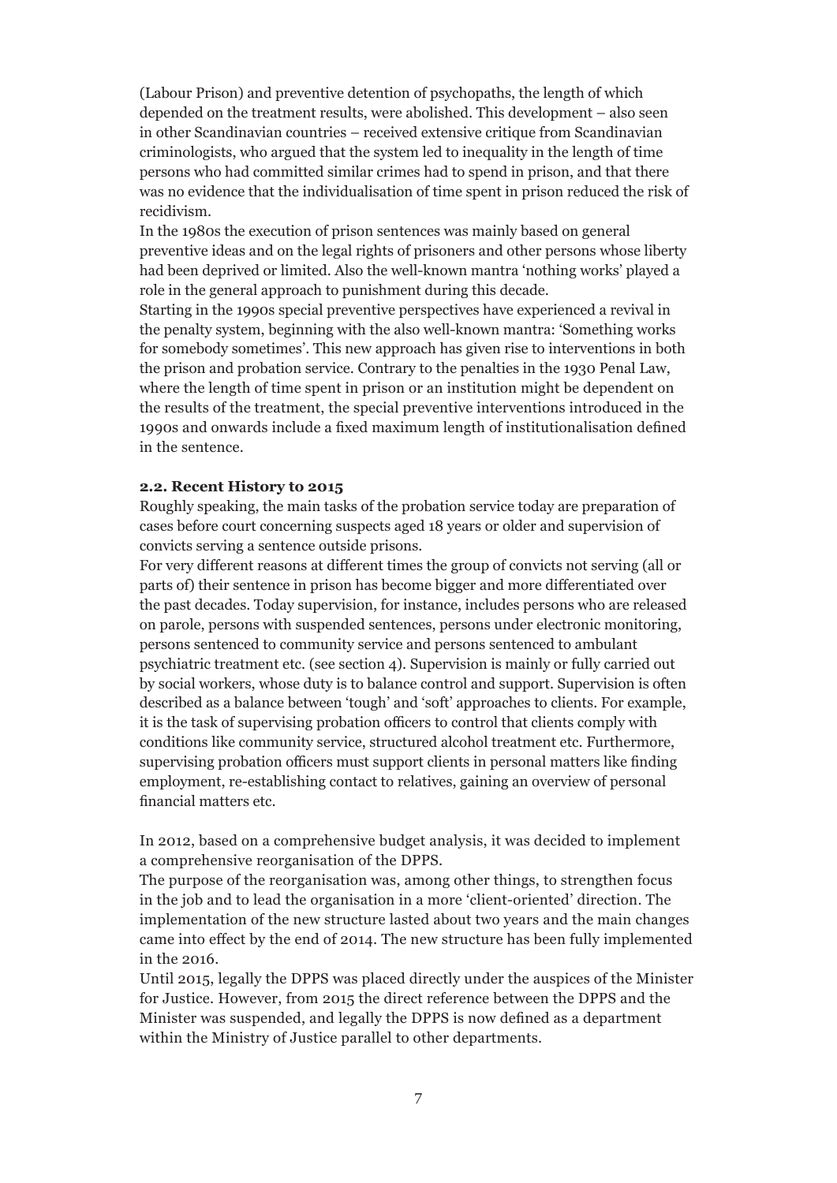(Labour Prison) and preventive detention of psychopaths, the length of which depended on the treatment results, were abolished. This development – also seen in other Scandinavian countries – received extensive critique from Scandinavian criminologists, who argued that the system led to inequality in the length of time persons who had committed similar crimes had to spend in prison, and that there was no evidence that the individualisation of time spent in prison reduced the risk of recidivism.

In the 1980s the execution of prison sentences was mainly based on general preventive ideas and on the legal rights of prisoners and other persons whose liberty had been deprived or limited. Also the well-known mantra 'nothing works' played a role in the general approach to punishment during this decade.

Starting in the 1990s special preventive perspectives have experienced a revival in the penalty system, beginning with the also well-known mantra: 'Something works for somebody sometimes'. This new approach has given rise to interventions in both the prison and probation service. Contrary to the penalties in the 1930 Penal Law, where the length of time spent in prison or an institution might be dependent on the results of the treatment, the special preventive interventions introduced in the 1990s and onwards include a fixed maximum length of institutionalisation defined in the sentence.

### 2.2. Recent History to 2015

Roughly speaking, the main tasks of the probation service today are preparation of cases before court concerning suspects aged 18 years or older and supervision of convicts serving a sentence outside prisons.

For very different reasons at different times the group of convicts not serving (all or parts of) their sentence in prison has become bigger and more differentiated over the past decades. Today supervision, for instance, includes persons who are released on parole, persons with suspended sentences, persons under electronic monitoring, persons sentenced to community service and persons sentenced to ambulant psychiatric treatment etc. (see section 4). Supervision is mainly or fully carried out by social workers, whose duty is to balance control and support. Supervision is often described as a balance between 'tough' and 'soft' approaches to clients. For example, it is the task of supervising probation officers to control that clients comply with conditions like community service, structured alcohol treatment etc. Furthermore, supervising probation officers must support clients in personal matters like finding employment, re-establishing contact to relatives, gaining an overview of personal financial matters etc.

In 2012, based on a comprehensive budget analysis, it was decided to implement a comprehensive reorganisation of the DPPS.

The purpose of the reorganisation was, among other things, to strengthen focus in the job and to lead the organisation in a more 'client-oriented' direction. The implementation of the new structure lasted about two years and the main changes came into effect by the end of 2014. The new structure has been fully implemented in the 2016.

Until 2015, legally the DPPS was placed directly under the auspices of the Minister for Justice. However, from 2015 the direct reference between the DPPS and the Minister was suspended, and legally the DPPS is now defined as a department within the Ministry of Justice parallel to other departments.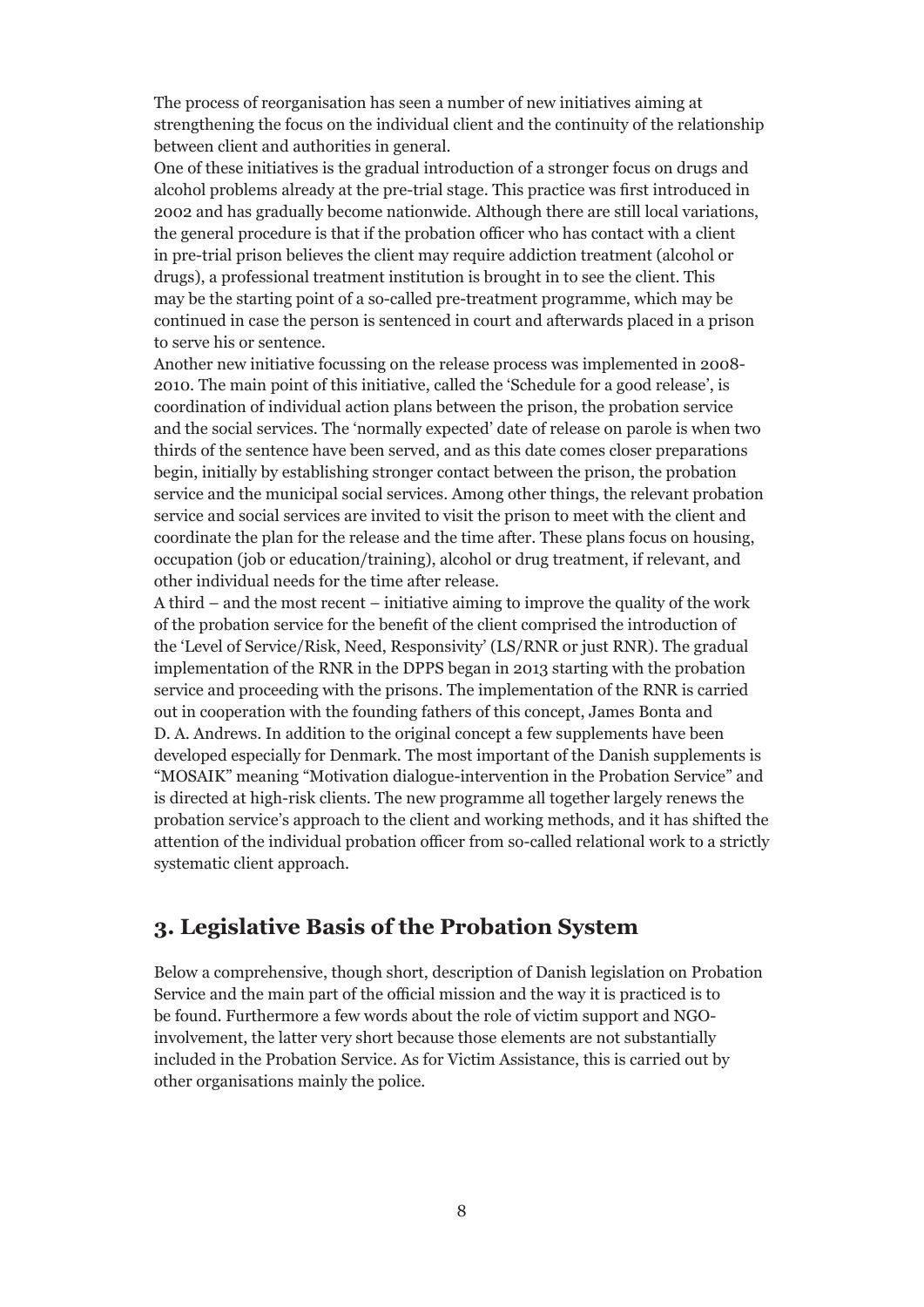The process of reorganisation has seen a number of new initiatives aiming at strengthening the focus on the individual client and the continuity of the relationship between client and authorities in general.

One of these initiatives is the gradual introduction of a stronger focus on drugs and alcohol problems already at the pre-trial stage. This practice was first introduced in 2002 and has gradually become nationwide. Although there are still local variations, the general procedure is that if the probation officer who has contact with a client in pre-trial prison believes the client may require addiction treatment (alcohol or drugs), a professional treatment institution is brought in to see the client. This may be the starting point of a so-called pre-treatment programme, which may be continued in case the person is sentenced in court and afterwards placed in a prison to serve his or sentence.

Another new initiative focussing on the release process was implemented in 2008-2010. The main point of this initiative, called the 'Schedule for a good release', is coordination of individual action plans between the prison, the probation service and the social services. The 'normally expected' date of release on parole is when two thirds of the sentence have been served, and as this date comes closer preparations begin, initially by establishing stronger contact between the prison, the probation service and the municipal social services. Among other things, the relevant probation service and social services are invited to visit the prison to meet with the client and coordinate the plan for the release and the time after. These plans focus on housing, occupation (job or education/training), alcohol or drug treatment, if relevant, and other individual needs for the time after release.

A third – and the most recent – initiative aiming to improve the quality of the work of the probation service for the benefit of the client comprised the introduction of the 'Level of Service/Risk, Need, Responsivity' (LS/RNR or just RNR). The gradual implementation of the RNR in the DPPS began in 2013 starting with the probation service and proceeding with the prisons. The implementation of the RNR is carried out in cooperation with the founding fathers of this concept, James Bonta and D. A. Andrews. In addition to the original concept a few supplements have been developed especially for Denmark. The most important of the Danish supplements is "MOSAIK" meaning "Motivation dialogue-intervention in the Probation Service" and is directed at high-risk clients. The new programme all together largely renews the probation service's approach to the client and working methods, and it has shifted the attention of the individual probation officer from so-called relational work to a strictly systematic client approach.

## 3. Legislative Basis of the Probation System

Below a comprehensive, though short, description of Danish legislation on Probation Service and the main part of the official mission and the way it is practiced is to be found. Furthermore a few words about the role of victim support and NGO-involvement, the latter very short because those elements are not substantially included in the Probation Service. As for Victim Assistance, this is carried out by other organisations mainly the police.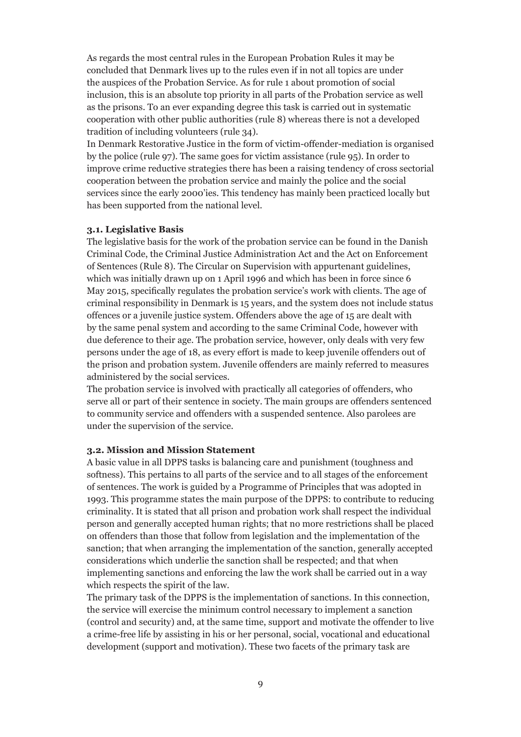As regards the most central rules in the European Probation Rules it may be concluded that Denmark lives up to the rules even if in not all topics are under the auspices of the Probation Service. As for rule 1 about promotion of social inclusion, this is an absolute top priority in all parts of the Probation service as well as the prisons. To an ever expanding degree this task is carried out in systematic cooperation with other public authorities (rule 8) whereas there is not a developed tradition of including volunteers (rule 34).

In Denmark Restorative Justice in the form of victim-offender-mediation is organised by the police (rule 97). The same goes for victim assistance (rule 95). In order to improve crime reductive strategies there has been a raising tendency of cross sectorial cooperation between the probation service and mainly the police and the social services since the early 2000'ies. This tendency has mainly been practiced locally but has been supported from the national level.

### 3.1. Legislative Basis

The legislative basis for the work of the probation service can be found in the Danish Criminal Code, the Criminal Justice Administration Act and the Act on Enforcement of Sentences (Rule 8). The Circular on Supervision with appurtenant guidelines, which was initially drawn up on 1 April 1996 and which has been in force since 6 May 2015, specifically regulates the probation service's work with clients. The age of criminal responsibility in Denmark is 15 years, and the system does not include status offences or a juvenile justice system. Offenders above the age of 15 are dealt with by the same penal system and according to the same Criminal Code, however with due deference to their age. The probation service, however, only deals with very few persons under the age of 18, as every effort is made to keep juvenile offenders out of the prison and probation system. Juvenile offenders are mainly referred to measures administered by the social services.

The probation service is involved with practically all categories of offenders, who serve all or part of their sentence in society. The main groups are offenders sentenced to community service and offenders with a suspended sentence. Also parolees are under the supervision of the service.

### 3.2. Mission and Mission Statement

A basic value in all DPPS tasks is balancing care and punishment (toughness and softness). This pertains to all parts of the service and to all stages of the enforcement of sentences. The work is guided by a Programme of Principles that was adopted in 1993. This programme states the main purpose of the DPPS: to contribute to reducing criminality. It is stated that all prison and probation work shall respect the individual person and generally accepted human rights; that no more restrictions shall be placed on offenders than those that follow from legislation and the implementation of the sanction; that when arranging the implementation of the sanction, generally accepted considerations which underlie the sanction shall be respected; and that when implementing sanctions and enforcing the law the work shall be carried out in a way which respects the spirit of the law.

The primary task of the DPPS is the implementation of sanctions. In this connection, the service will exercise the minimum control necessary to implement a sanction (control and security) and, at the same time, support and motivate the offender to live a crime-free life by assisting in his or her personal, social, vocational and educational development (support and motivation). These two facets of the primary task are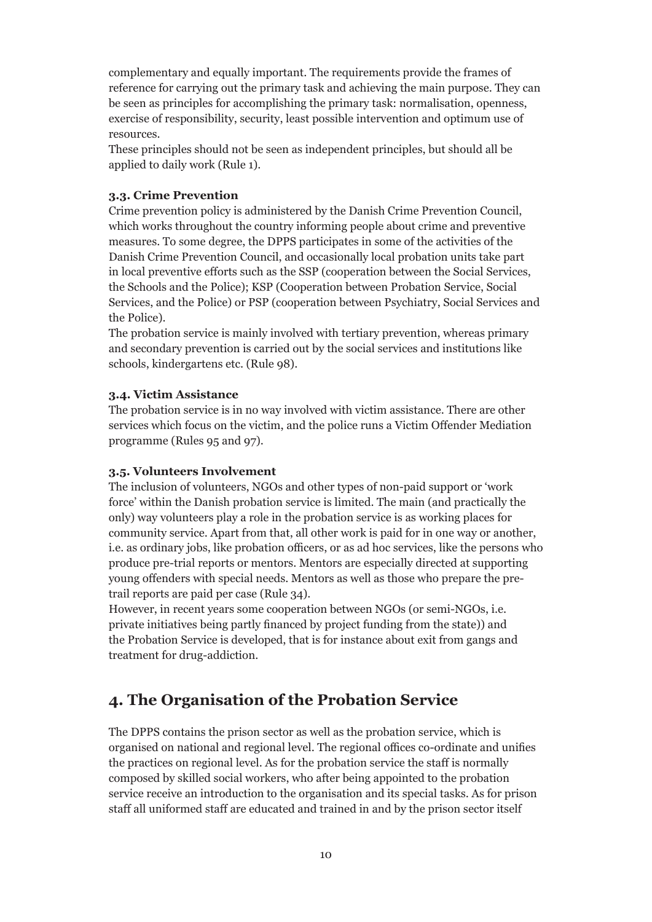complementary and equally important. The requirements provide the frames of reference for carrying out the primary task and achieving the main purpose. They can be seen as principles for accomplishing the primary task: normalisation, openness, exercise of responsibility, security, least possible intervention and optimum use of resources.
These principles should not be seen as independent principles, but should all be applied to daily work (Rule 1).

### 3.3. Crime Prevention

Crime prevention policy is administered by the Danish Crime Prevention Council, which works throughout the country informing people about crime and preventive measures. To some degree, the DPPS participates in some of the activities of the Danish Crime Prevention Council, and occasionally local probation units take part in local preventive efforts such as the SSP (cooperation between the Social Services, the Schools and the Police); KSP (Cooperation between Probation Service, Social Services, and the Police) or PSP (cooperation between Psychiatry, Social Services and the Police).
The probation service is mainly involved with tertiary prevention, whereas primary and secondary prevention is carried out by the social services and institutions like schools, kindergartens etc. (Rule 98).

### 3.4. Victim Assistance

The probation service is in no way involved with victim assistance. There are other services which focus on the victim, and the police runs a Victim Offender Mediation programme (Rules 95 and 97).

### 3.5. Volunteers Involvement

The inclusion of volunteers, NGOs and other types of non-paid support or 'work force' within the Danish probation service is limited. The main (and practically the only) way volunteers play a role in the probation service is as working places for community service. Apart from that, all other work is paid for in one way or another, i.e. as ordinary jobs, like probation officers, or as ad hoc services, like the persons who produce pre-trial reports or mentors. Mentors are especially directed at supporting young offenders with special needs. Mentors as well as those who prepare the pre-trail reports are paid per case (Rule 34).
However, in recent years some cooperation between NGOs (or semi-NGOs, i.e. private initiatives being partly financed by project funding from the state)) and the Probation Service is developed, that is for instance about exit from gangs and treatment for drug-addiction.

## 4. The Organisation of the Probation Service

The DPPS contains the prison sector as well as the probation service, which is organised on national and regional level. The regional offices co-ordinate and unifies the practices on regional level. As for the probation service the staff is normally composed by skilled social workers, who after being appointed to the probation service receive an introduction to the organisation and its special tasks. As for prison staff all uniformed staff are educated and trained in and by the prison sector itself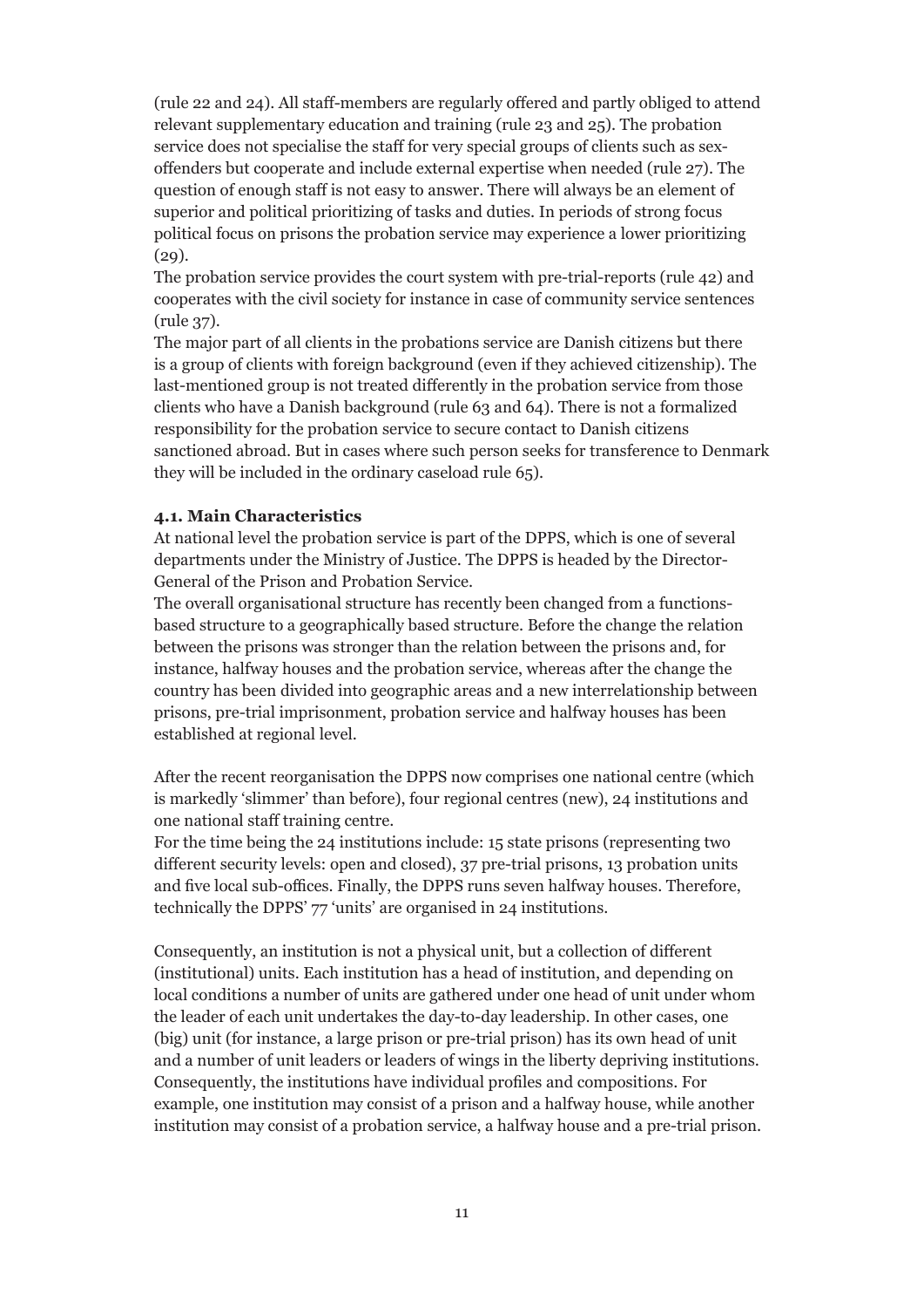(rule 22 and 24). All staff-members are regularly offered and partly obliged to attend relevant supplementary education and training (rule 23 and 25). The probation service does not specialise the staff for very special groups of clients such as sex-offenders but cooperate and include external expertise when needed (rule 27). The question of enough staff is not easy to answer. There will always be an element of superior and political prioritizing of tasks and duties. In periods of strong focus political focus on prisons the probation service may experience a lower prioritizing (29).

The probation service provides the court system with pre-trial-reports (rule 42) and cooperates with the civil society for instance in case of community service sentences (rule 37).

The major part of all clients in the probations service are Danish citizens but there is a group of clients with foreign background (even if they achieved citizenship). The last-mentioned group is not treated differently in the probation service from those clients who have a Danish background (rule 63 and 64). There is not a formalized responsibility for the probation service to secure contact to Danish citizens sanctioned abroad. But in cases where such person seeks for transference to Denmark they will be included in the ordinary caseload rule 65).

### 4.1. Main Characteristics

At national level the probation service is part of the DPPS, which is one of several departments under the Ministry of Justice. The DPPS is headed by the Director-General of the Prison and Probation Service.

The overall organisational structure has recently been changed from a functions-based structure to a geographically based structure. Before the change the relation between the prisons was stronger than the relation between the prisons and, for instance, halfway houses and the probation service, whereas after the change the country has been divided into geographic areas and a new interrelationship between prisons, pre-trial imprisonment, probation service and halfway houses has been established at regional level.

After the recent reorganisation the DPPS now comprises one national centre (which is markedly 'slimmer' than before), four regional centres (new), 24 institutions and one national staff training centre.

For the time being the 24 institutions include: 15 state prisons (representing two different security levels: open and closed), 37 pre-trial prisons, 13 probation units and five local sub-offices. Finally, the DPPS runs seven halfway houses. Therefore, technically the DPPS' 77 'units' are organised in 24 institutions.

Consequently, an institution is not a physical unit, but a collection of different (institutional) units. Each institution has a head of institution, and depending on local conditions a number of units are gathered under one head of unit under whom the leader of each unit undertakes the day-to-day leadership. In other cases, one (big) unit (for instance, a large prison or pre-trial prison) has its own head of unit and a number of unit leaders or leaders of wings in the liberty depriving institutions. Consequently, the institutions have individual profiles and compositions. For example, one institution may consist of a prison and a halfway house, while another institution may consist of a probation service, a halfway house and a pre-trial prison.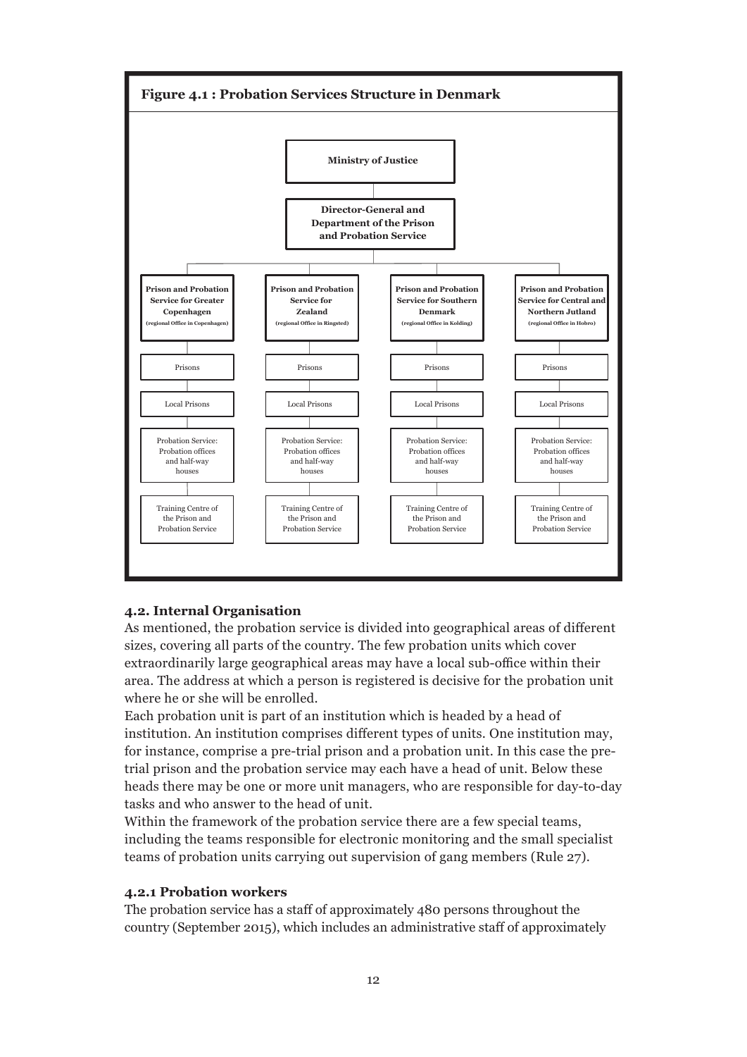**Figure 4.1 : Probation Services Structure in Denmark**

- **Ministry of Justice**
  - **Director-General and Department of the Prison and Probation Service**
    - **Prison and Probation Service for Greater Copenhagen** (regional Office in Copenhagen)
      - Prisons
      - Local Prisons
      - Probation Service: Probation offices and half-way houses
      - Training Centre of the Prison and Probation Service
    - **Prison and Probation Service for Zealand** (regional Office in Ringsted)
      - Prisons
      - Local Prisons
      - Probation Service: Probation offices and half-way houses
      - Training Centre of the Prison and Probation Service
    - **Prison and Probation Service for Southern Denmark** (regional Office in Kolding)
      - Prisons
      - Local Prisons
      - Probation Service: Probation offices and half-way houses
      - Training Centre of the Prison and Probation Service
    - **Prison and Probation Service for Central and Northern Jutland** (regional Office in Hobro)
      - Prisons
      - Local Prisons
      - Probation Service: Probation offices and half-way houses
      - Training Centre of the Prison and Probation Service

## 4.2. Internal Organisation

As mentioned, the probation service is divided into geographical areas of different sizes, covering all parts of the country. The few probation units which cover extraordinarily large geographical areas may have a local sub-office within their area. The address at which a person is registered is decisive for the probation unit where he or she will be enrolled.

Each probation unit is part of an institution which is headed by a head of institution. An institution comprises different types of units. One institution may, for instance, comprise a pre-trial prison and a probation unit. In this case the pre-trial prison and the probation service may each have a head of unit. Below these heads there may be one or more unit managers, who are responsible for day-to-day tasks and who answer to the head of unit.

Within the framework of the probation service there are a few special teams, including the teams responsible for electronic monitoring and the small specialist teams of probation units carrying out supervision of gang members (Rule 27).

### 4.2.1 Probation workers

The probation service has a staff of approximately 480 persons throughout the country (September 2015), which includes an administrative staff of approximately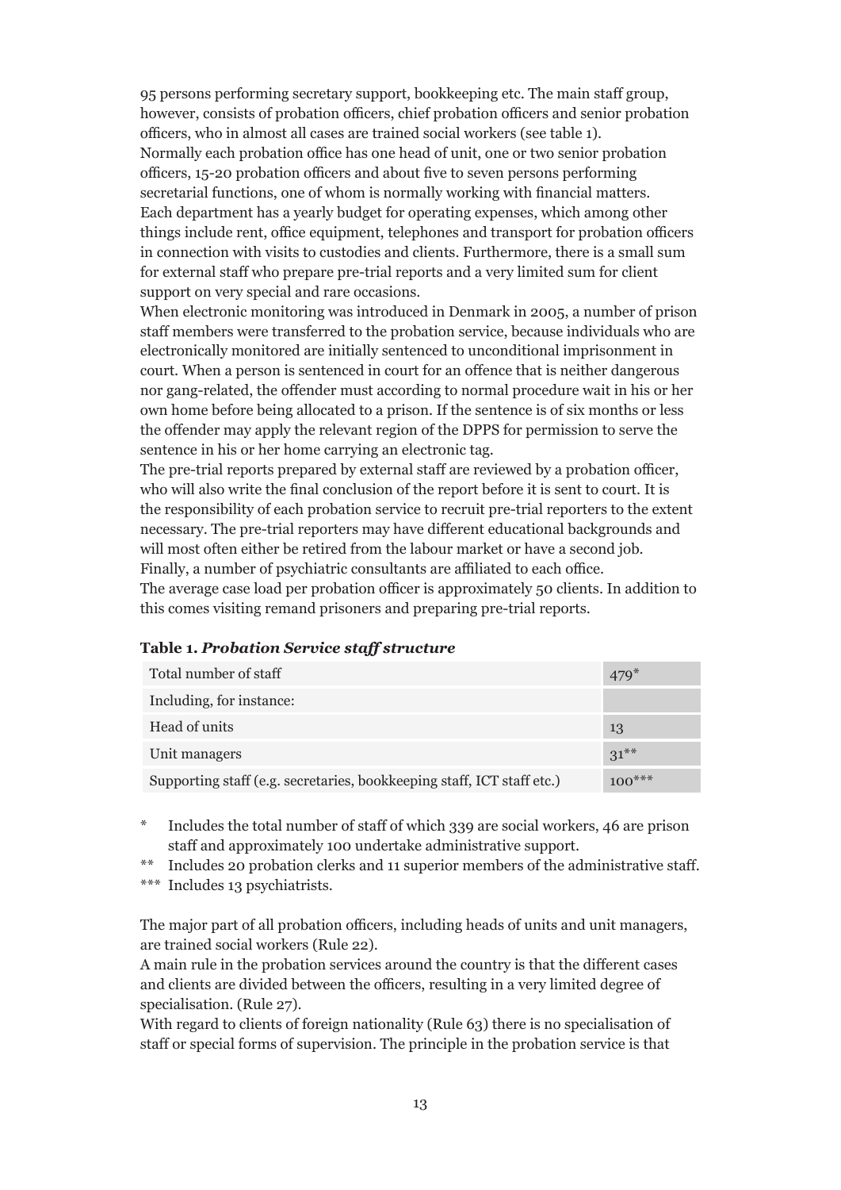95 persons performing secretary support, bookkeeping etc. The main staff group, however, consists of probation officers, chief probation officers and senior probation officers, who in almost all cases are trained social workers (see table 1).
Normally each probation office has one head of unit, one or two senior probation officers, 15-20 probation officers and about five to seven persons performing secretarial functions, one of whom is normally working with financial matters.
Each department has a yearly budget for operating expenses, which among other things include rent, office equipment, telephones and transport for probation officers in connection with visits to custodies and clients. Furthermore, there is a small sum for external staff who prepare pre-trial reports and a very limited sum for client support on very special and rare occasions.
When electronic monitoring was introduced in Denmark in 2005, a number of prison staff members were transferred to the probation service, because individuals who are electronically monitored are initially sentenced to unconditional imprisonment in court. When a person is sentenced in court for an offence that is neither dangerous nor gang-related, the offender must according to normal procedure wait in his or her own home before being allocated to a prison. If the sentence is of six months or less the offender may apply the relevant region of the DPPS for permission to serve the sentence in his or her home carrying an electronic tag.
The pre-trial reports prepared by external staff are reviewed by a probation officer, who will also write the final conclusion of the report before it is sent to court. It is the responsibility of each probation service to recruit pre-trial reporters to the extent necessary. The pre-trial reporters may have different educational backgrounds and will most often either be retired from the labour market or have a second job.
Finally, a number of psychiatric consultants are affiliated to each office.
The average case load per probation officer is approximately 50 clients. In addition to this comes visiting remand prisoners and preparing pre-trial reports.

**Table 1.** ***Probation Service staff structure***

| | |
|---|---|
| Total number of staff | 479* |
| Including, for instance: | |
| Head of units | 13 |
| Unit managers | 31** |
| Supporting staff (e.g. secretaries, bookkeeping staff, ICT staff etc.) | 100*** |

\* Includes the total number of staff of which 339 are social workers, 46 are prison staff and approximately 100 undertake administrative support.

** Includes 20 probation clerks and 11 superior members of the administrative staff.

*** Includes 13 psychiatrists.

The major part of all probation officers, including heads of units and unit managers, are trained social workers (Rule 22).
A main rule in the probation services around the country is that the different cases and clients are divided between the officers, resulting in a very limited degree of specialisation. (Rule 27).
With regard to clients of foreign nationality (Rule 63) there is no specialisation of staff or special forms of supervision. The principle in the probation service is that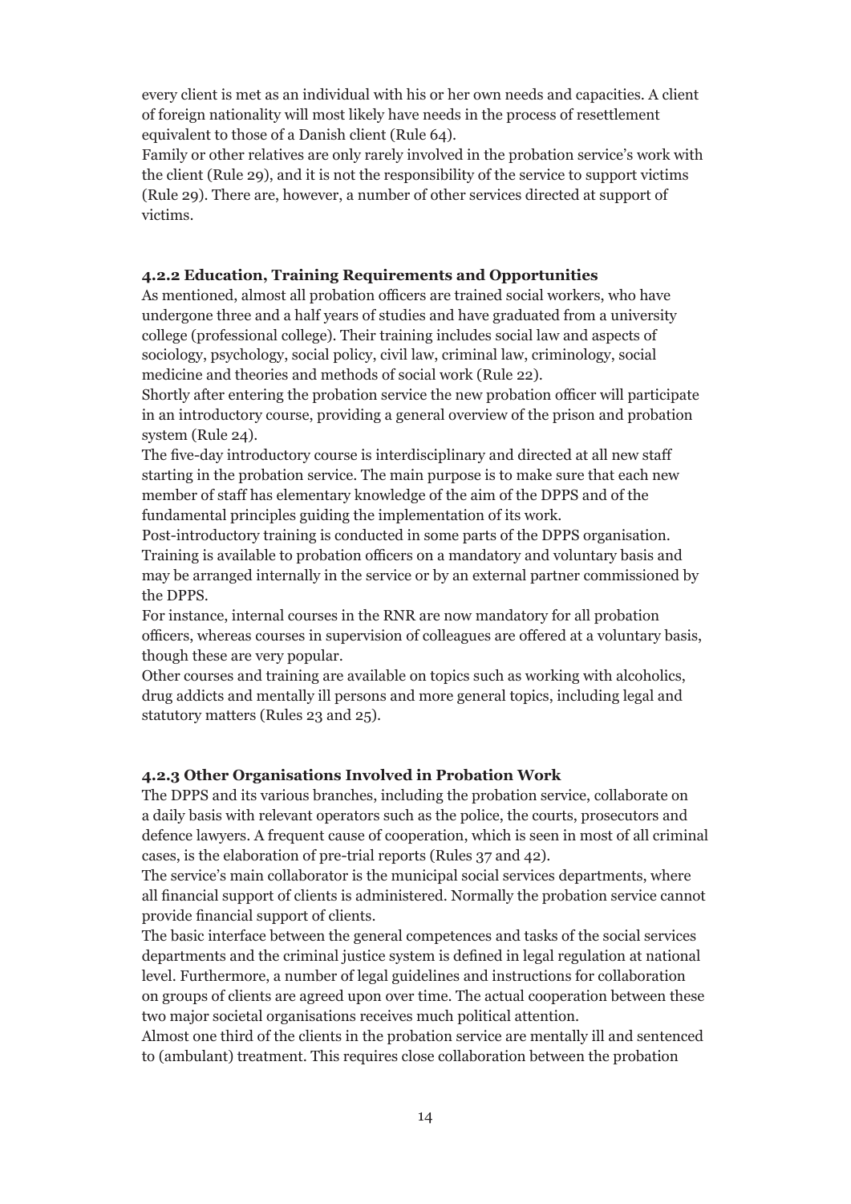every client is met as an individual with his or her own needs and capacities. A client of foreign nationality will most likely have needs in the process of resettlement equivalent to those of a Danish client (Rule 64).
Family or other relatives are only rarely involved in the probation service's work with the client (Rule 29), and it is not the responsibility of the service to support victims (Rule 29). There are, however, a number of other services directed at support of victims.

### 4.2.2 Education, Training Requirements and Opportunities

As mentioned, almost all probation officers are trained social workers, who have undergone three and a half years of studies and have graduated from a university college (professional college). Their training includes social law and aspects of sociology, psychology, social policy, civil law, criminal law, criminology, social medicine and theories and methods of social work (Rule 22).
Shortly after entering the probation service the new probation officer will participate in an introductory course, providing a general overview of the prison and probation system (Rule 24).
The five-day introductory course is interdisciplinary and directed at all new staff starting in the probation service. The main purpose is to make sure that each new member of staff has elementary knowledge of the aim of the DPPS and of the fundamental principles guiding the implementation of its work.
Post-introductory training is conducted in some parts of the DPPS organisation. Training is available to probation officers on a mandatory and voluntary basis and may be arranged internally in the service or by an external partner commissioned by the DPPS.
For instance, internal courses in the RNR are now mandatory for all probation officers, whereas courses in supervision of colleagues are offered at a voluntary basis, though these are very popular.
Other courses and training are available on topics such as working with alcoholics, drug addicts and mentally ill persons and more general topics, including legal and statutory matters (Rules 23 and 25).

### 4.2.3 Other Organisations Involved in Probation Work

The DPPS and its various branches, including the probation service, collaborate on a daily basis with relevant operators such as the police, the courts, prosecutors and defence lawyers. A frequent cause of cooperation, which is seen in most of all criminal cases, is the elaboration of pre-trial reports (Rules 37 and 42).
The service's main collaborator is the municipal social services departments, where all financial support of clients is administered. Normally the probation service cannot provide financial support of clients.
The basic interface between the general competences and tasks of the social services departments and the criminal justice system is defined in legal regulation at national level. Furthermore, a number of legal guidelines and instructions for collaboration on groups of clients are agreed upon over time. The actual cooperation between these two major societal organisations receives much political attention.
Almost one third of the clients in the probation service are mentally ill and sentenced to (ambulant) treatment. This requires close collaboration between the probation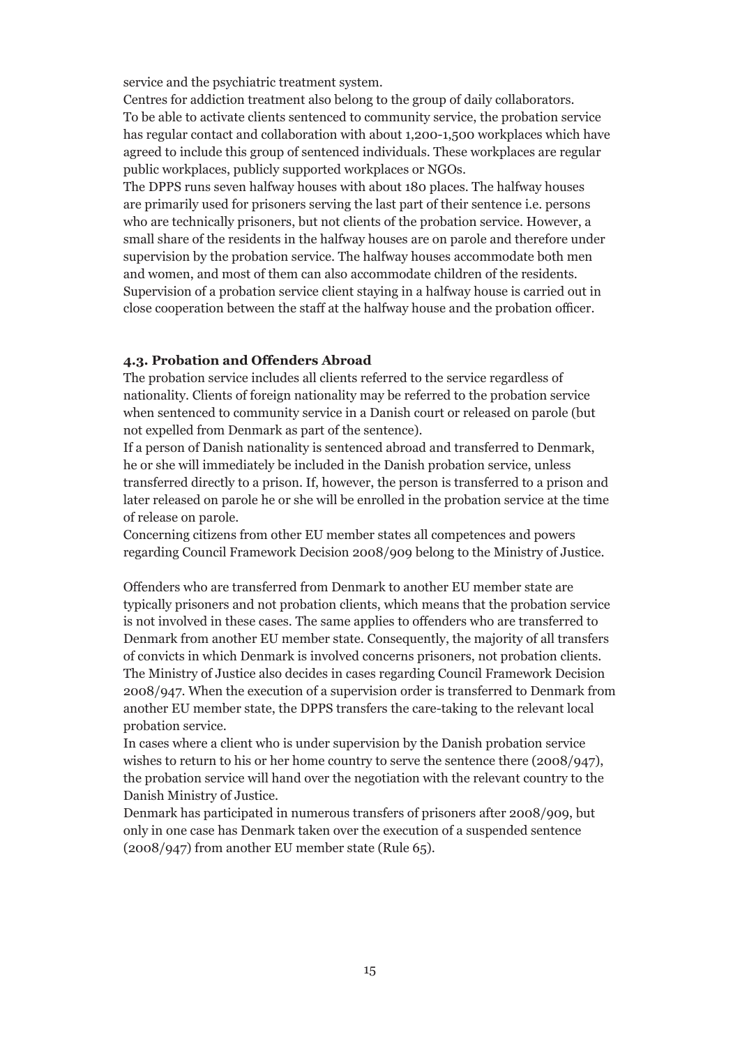service and the psychiatric treatment system.

Centres for addiction treatment also belong to the group of daily collaborators.

To be able to activate clients sentenced to community service, the probation service has regular contact and collaboration with about 1,200-1,500 workplaces which have agreed to include this group of sentenced individuals. These workplaces are regular public workplaces, publicly supported workplaces or NGOs.

The DPPS runs seven halfway houses with about 180 places. The halfway houses are primarily used for prisoners serving the last part of their sentence i.e. persons who are technically prisoners, but not clients of the probation service. However, a small share of the residents in the halfway houses are on parole and therefore under supervision by the probation service. The halfway houses accommodate both men and women, and most of them can also accommodate children of the residents. Supervision of a probation service client staying in a halfway house is carried out in close cooperation between the staff at the halfway house and the probation officer.

### 4.3. Probation and Offenders Abroad

The probation service includes all clients referred to the service regardless of nationality. Clients of foreign nationality may be referred to the probation service when sentenced to community service in a Danish court or released on parole (but not expelled from Denmark as part of the sentence).

If a person of Danish nationality is sentenced abroad and transferred to Denmark, he or she will immediately be included in the Danish probation service, unless transferred directly to a prison. If, however, the person is transferred to a prison and later released on parole he or she will be enrolled in the probation service at the time of release on parole.

Concerning citizens from other EU member states all competences and powers regarding Council Framework Decision 2008/909 belong to the Ministry of Justice.

Offenders who are transferred from Denmark to another EU member state are typically prisoners and not probation clients, which means that the probation service is not involved in these cases. The same applies to offenders who are transferred to Denmark from another EU member state. Consequently, the majority of all transfers of convicts in which Denmark is involved concerns prisoners, not probation clients.

The Ministry of Justice also decides in cases regarding Council Framework Decision 2008/947. When the execution of a supervision order is transferred to Denmark from another EU member state, the DPPS transfers the care-taking to the relevant local probation service.

In cases where a client who is under supervision by the Danish probation service wishes to return to his or her home country to serve the sentence there (2008/947), the probation service will hand over the negotiation with the relevant country to the Danish Ministry of Justice.

Denmark has participated in numerous transfers of prisoners after 2008/909, but only in one case has Denmark taken over the execution of a suspended sentence (2008/947) from another EU member state (Rule 65).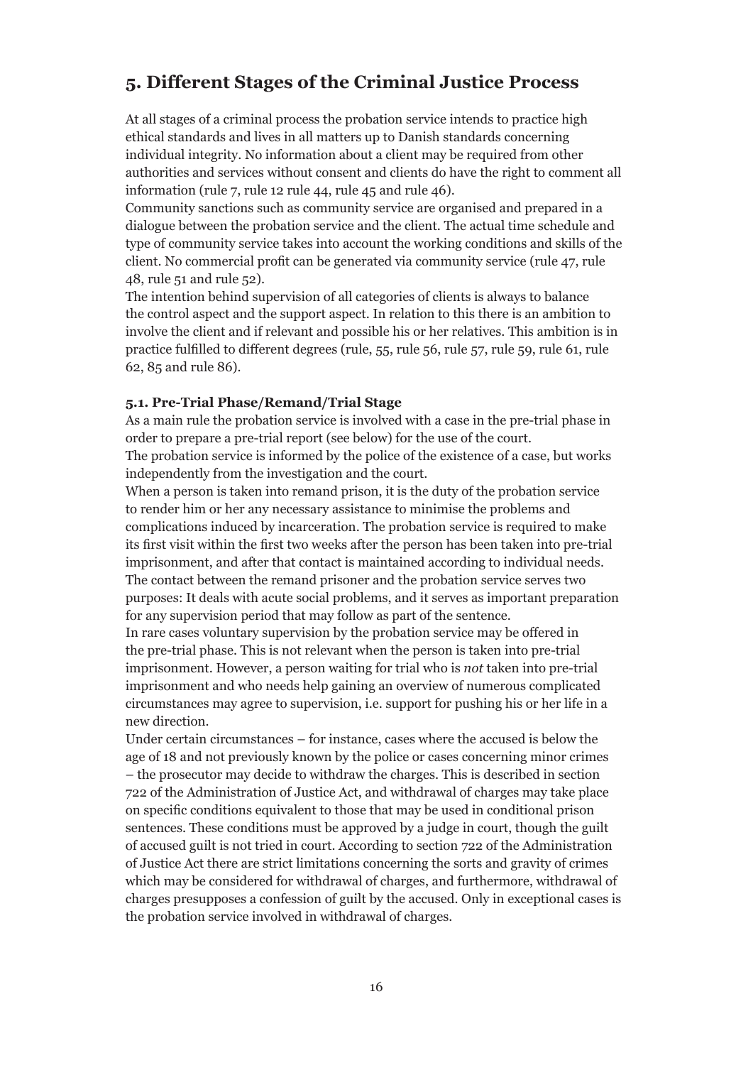## 5. Different Stages of the Criminal Justice Process

At all stages of a criminal process the probation service intends to practice high ethical standards and lives in all matters up to Danish standards concerning individual integrity. No information about a client may be required from other authorities and services without consent and clients do have the right to comment all information (rule 7, rule 12 rule 44, rule 45 and rule 46).

Community sanctions such as community service are organised and prepared in a dialogue between the probation service and the client. The actual time schedule and type of community service takes into account the working conditions and skills of the client. No commercial profit can be generated via community service (rule 47, rule 48, rule 51 and rule 52).

The intention behind supervision of all categories of clients is always to balance the control aspect and the support aspect. In relation to this there is an ambition to involve the client and if relevant and possible his or her relatives. This ambition is in practice fulfilled to different degrees (rule, 55, rule 56, rule 57, rule 59, rule 61, rule 62, 85 and rule 86).

### 5.1. Pre-Trial Phase/Remand/Trial Stage

As a main rule the probation service is involved with a case in the pre-trial phase in order to prepare a pre-trial report (see below) for the use of the court.

The probation service is informed by the police of the existence of a case, but works independently from the investigation and the court.

When a person is taken into remand prison, it is the duty of the probation service to render him or her any necessary assistance to minimise the problems and complications induced by incarceration. The probation service is required to make its first visit within the first two weeks after the person has been taken into pre-trial imprisonment, and after that contact is maintained according to individual needs. The contact between the remand prisoner and the probation service serves two purposes: It deals with acute social problems, and it serves as important preparation for any supervision period that may follow as part of the sentence.

In rare cases voluntary supervision by the probation service may be offered in the pre-trial phase. This is not relevant when the person is taken into pre-trial imprisonment. However, a person waiting for trial who is *not* taken into pre-trial imprisonment and who needs help gaining an overview of numerous complicated circumstances may agree to supervision, i.e. support for pushing his or her life in a new direction.

Under certain circumstances – for instance, cases where the accused is below the age of 18 and not previously known by the police or cases concerning minor crimes – the prosecutor may decide to withdraw the charges. This is described in section 722 of the Administration of Justice Act, and withdrawal of charges may take place on specific conditions equivalent to those that may be used in conditional prison sentences. These conditions must be approved by a judge in court, though the guilt of accused guilt is not tried in court. According to section 722 of the Administration of Justice Act there are strict limitations concerning the sorts and gravity of crimes which may be considered for withdrawal of charges, and furthermore, withdrawal of charges presupposes a confession of guilt by the accused. Only in exceptional cases is the probation service involved in withdrawal of charges.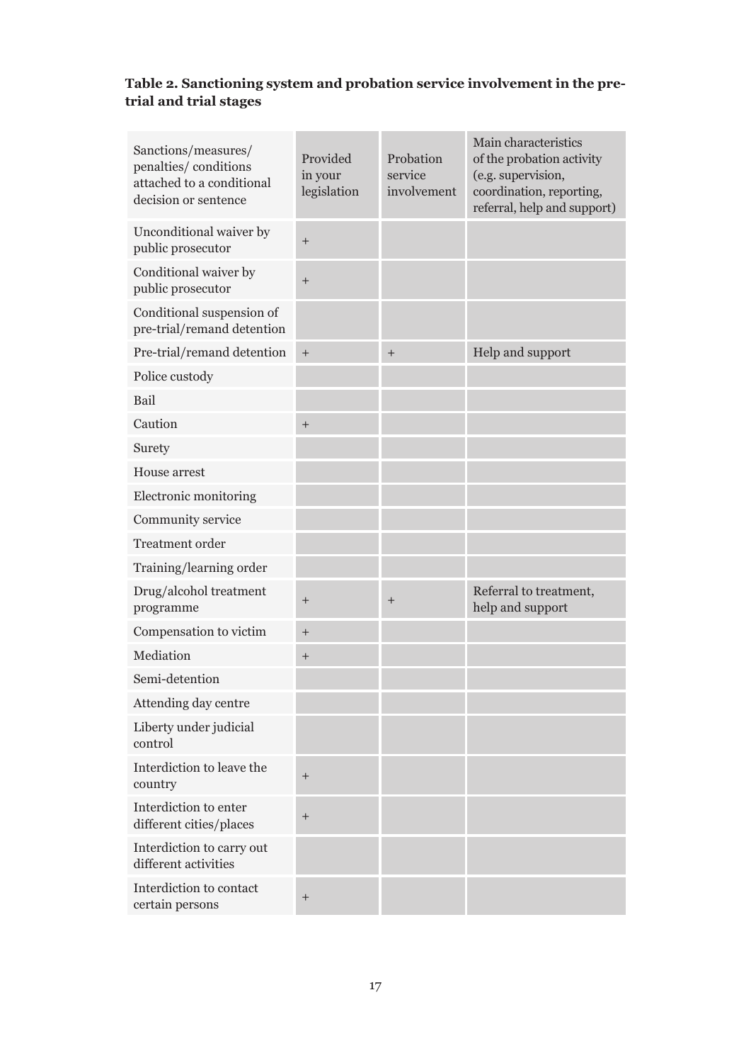**Table 2. Sanctioning system and probation service involvement in the pre-trial and trial stages**

| Sanctions/measures/ penalties/ conditions attached to a conditional decision or sentence | Provided in your legislation | Probation service involvement | Main characteristics of the probation activity (e.g. supervision, coordination, reporting, referral, help and support) |
|---|---|---|---|
| Unconditional waiver by public prosecutor | + | | |
| Conditional waiver by public prosecutor | + | | |
| Conditional suspension of pre-trial/remand detention | | | |
| Pre-trial/remand detention | + | + | Help and support |
| Police custody | | | |
| Bail | | | |
| Caution | + | | |
| Surety | | | |
| House arrest | | | |
| Electronic monitoring | | | |
| Community service | | | |
| Treatment order | | | |
| Training/learning order | | | |
| Drug/alcohol treatment programme | + | + | Referral to treatment, help and support |
| Compensation to victim | + | | |
| Mediation | + | | |
| Semi-detention | | | |
| Attending day centre | | | |
| Liberty under judicial control | | | |
| Interdiction to leave the country | + | | |
| Interdiction to enter different cities/places | + | | |
| Interdiction to carry out different activities | | | |
| Interdiction to contact certain persons | + | | |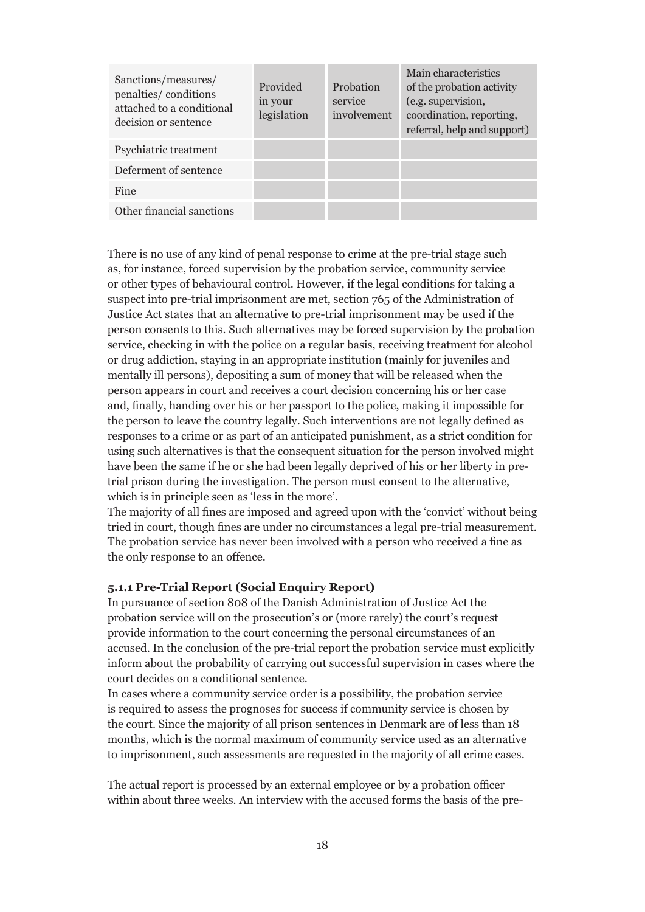| Sanctions/measures/ penalties/ conditions attached to a conditional decision or sentence | Provided in your legislation | Probation service involvement | Main characteristics of the probation activity (e.g. supervision, coordination, reporting, referral, help and support) |
|---|---|---|---|
| Psychiatric treatment | | | |
| Deferment of sentence | | | |
| Fine | | | |
| Other financial sanctions | | | |

There is no use of any kind of penal response to crime at the pre-trial stage such as, for instance, forced supervision by the probation service, community service or other types of behavioural control. However, if the legal conditions for taking a suspect into pre-trial imprisonment are met, section 765 of the Administration of Justice Act states that an alternative to pre-trial imprisonment may be used if the person consents to this. Such alternatives may be forced supervision by the probation service, checking in with the police on a regular basis, receiving treatment for alcohol or drug addiction, staying in an appropriate institution (mainly for juveniles and mentally ill persons), depositing a sum of money that will be released when the person appears in court and receives a court decision concerning his or her case and, finally, handing over his or her passport to the police, making it impossible for the person to leave the country legally. Such interventions are not legally defined as responses to a crime or as part of an anticipated punishment, as a strict condition for using such alternatives is that the consequent situation for the person involved might have been the same if he or she had been legally deprived of his or her liberty in pre-trial prison during the investigation. The person must consent to the alternative, which is in principle seen as 'less in the more'.

The majority of all fines are imposed and agreed upon with the 'convict' without being tried in court, though fines are under no circumstances a legal pre-trial measurement. The probation service has never been involved with a person who received a fine as the only response to an offence.

#### 5.1.1 Pre-Trial Report (Social Enquiry Report)

In pursuance of section 808 of the Danish Administration of Justice Act the probation service will on the prosecution's or (more rarely) the court's request provide information to the court concerning the personal circumstances of an accused. In the conclusion of the pre-trial report the probation service must explicitly inform about the probability of carrying out successful supervision in cases where the court decides on a conditional sentence.

In cases where a community service order is a possibility, the probation service is required to assess the prognoses for success if community service is chosen by the court. Since the majority of all prison sentences in Denmark are of less than 18 months, which is the normal maximum of community service used as an alternative to imprisonment, such assessments are requested in the majority of all crime cases.

The actual report is processed by an external employee or by a probation officer within about three weeks. An interview with the accused forms the basis of the pre-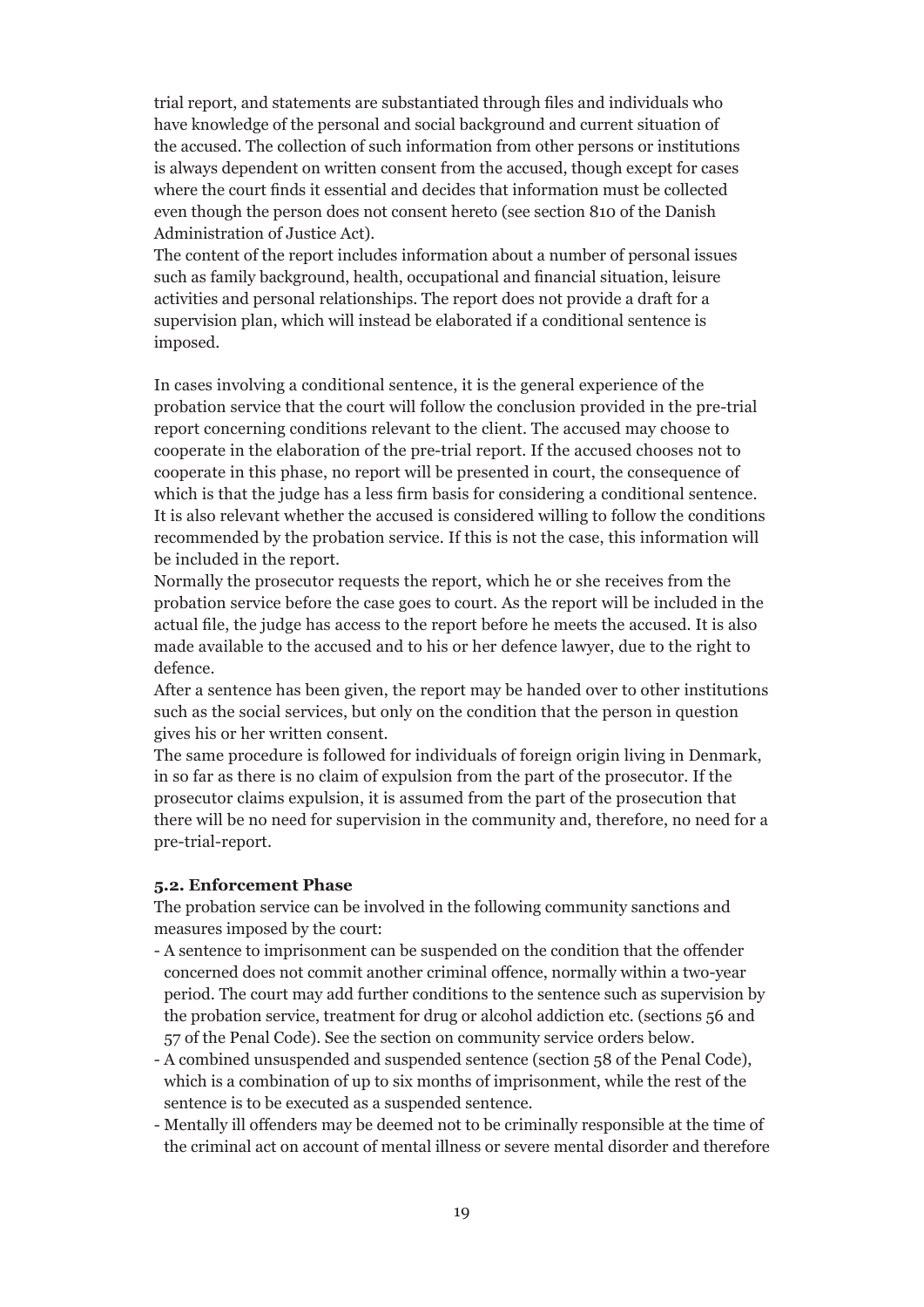trial report, and statements are substantiated through files and individuals who have knowledge of the personal and social background and current situation of the accused. The collection of such information from other persons or institutions is always dependent on written consent from the accused, though except for cases where the court finds it essential and decides that information must be collected even though the person does not consent hereto (see section 810 of the Danish Administration of Justice Act).

The content of the report includes information about a number of personal issues such as family background, health, occupational and financial situation, leisure activities and personal relationships. The report does not provide a draft for a supervision plan, which will instead be elaborated if a conditional sentence is imposed.

In cases involving a conditional sentence, it is the general experience of the probation service that the court will follow the conclusion provided in the pre-trial report concerning conditions relevant to the client. The accused may choose to cooperate in the elaboration of the pre-trial report. If the accused chooses not to cooperate in this phase, no report will be presented in court, the consequence of which is that the judge has a less firm basis for considering a conditional sentence. It is also relevant whether the accused is considered willing to follow the conditions recommended by the probation service. If this is not the case, this information will be included in the report.

Normally the prosecutor requests the report, which he or she receives from the probation service before the case goes to court. As the report will be included in the actual file, the judge has access to the report before he meets the accused. It is also made available to the accused and to his or her defence lawyer, due to the right to defence.

After a sentence has been given, the report may be handed over to other institutions such as the social services, but only on the condition that the person in question gives his or her written consent.

The same procedure is followed for individuals of foreign origin living in Denmark, in so far as there is no claim of expulsion from the part of the prosecutor. If the prosecutor claims expulsion, it is assumed from the part of the prosecution that there will be no need for supervision in the community and, therefore, no need for a pre-trial-report.

#### 5.2. Enforcement Phase

The probation service can be involved in the following community sanctions and measures imposed by the court:

- A sentence to imprisonment can be suspended on the condition that the offender concerned does not commit another criminal offence, normally within a two-year period. The court may add further conditions to the sentence such as supervision by the probation service, treatment for drug or alcohol addiction etc. (sections 56 and 57 of the Penal Code). See the section on community service orders below.
- A combined unsuspended and suspended sentence (section 58 of the Penal Code), which is a combination of up to six months of imprisonment, while the rest of the sentence is to be executed as a suspended sentence.
- Mentally ill offenders may be deemed not to be criminally responsible at the time of the criminal act on account of mental illness or severe mental disorder and therefore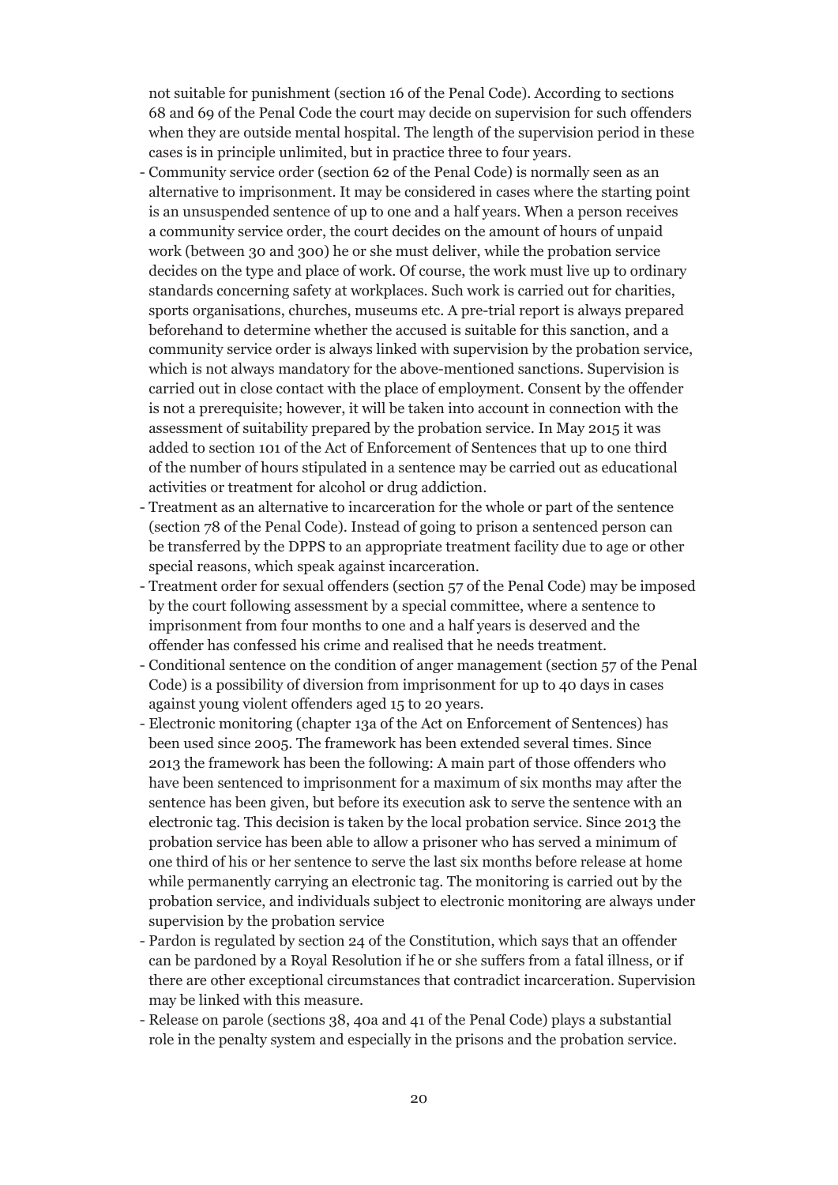not suitable for punishment (section 16 of the Penal Code). According to sections 68 and 69 of the Penal Code the court may decide on supervision for such offenders when they are outside mental hospital. The length of the supervision period in these cases is in principle unlimited, but in practice three to four years.

- Community service order (section 62 of the Penal Code) is normally seen as an alternative to imprisonment. It may be considered in cases where the starting point is an unsuspended sentence of up to one and a half years. When a person receives a community service order, the court decides on the amount of hours of unpaid work (between 30 and 300) he or she must deliver, while the probation service decides on the type and place of work. Of course, the work must live up to ordinary standards concerning safety at workplaces. Such work is carried out for charities, sports organisations, churches, museums etc. A pre-trial report is always prepared beforehand to determine whether the accused is suitable for this sanction, and a community service order is always linked with supervision by the probation service, which is not always mandatory for the above-mentioned sanctions. Supervision is carried out in close contact with the place of employment. Consent by the offender is not a prerequisite; however, it will be taken into account in connection with the assessment of suitability prepared by the probation service. In May 2015 it was added to section 101 of the Act of Enforcement of Sentences that up to one third of the number of hours stipulated in a sentence may be carried out as educational activities or treatment for alcohol or drug addiction.
- Treatment as an alternative to incarceration for the whole or part of the sentence (section 78 of the Penal Code). Instead of going to prison a sentenced person can be transferred by the DPPS to an appropriate treatment facility due to age or other special reasons, which speak against incarceration.
- Treatment order for sexual offenders (section 57 of the Penal Code) may be imposed by the court following assessment by a special committee, where a sentence to imprisonment from four months to one and a half years is deserved and the offender has confessed his crime and realised that he needs treatment.
- Conditional sentence on the condition of anger management (section 57 of the Penal Code) is a possibility of diversion from imprisonment for up to 40 days in cases against young violent offenders aged 15 to 20 years.
- Electronic monitoring (chapter 13a of the Act on Enforcement of Sentences) has been used since 2005. The framework has been extended several times. Since 2013 the framework has been the following: A main part of those offenders who have been sentenced to imprisonment for a maximum of six months may after the sentence has been given, but before its execution ask to serve the sentence with an electronic tag. This decision is taken by the local probation service. Since 2013 the probation service has been able to allow a prisoner who has served a minimum of one third of his or her sentence to serve the last six months before release at home while permanently carrying an electronic tag. The monitoring is carried out by the probation service, and individuals subject to electronic monitoring are always under supervision by the probation service
- Pardon is regulated by section 24 of the Constitution, which says that an offender can be pardoned by a Royal Resolution if he or she suffers from a fatal illness, or if there are other exceptional circumstances that contradict incarceration. Supervision may be linked with this measure.
- Release on parole (sections 38, 40a and 41 of the Penal Code) plays a substantial role in the penalty system and especially in the prisons and the probation service.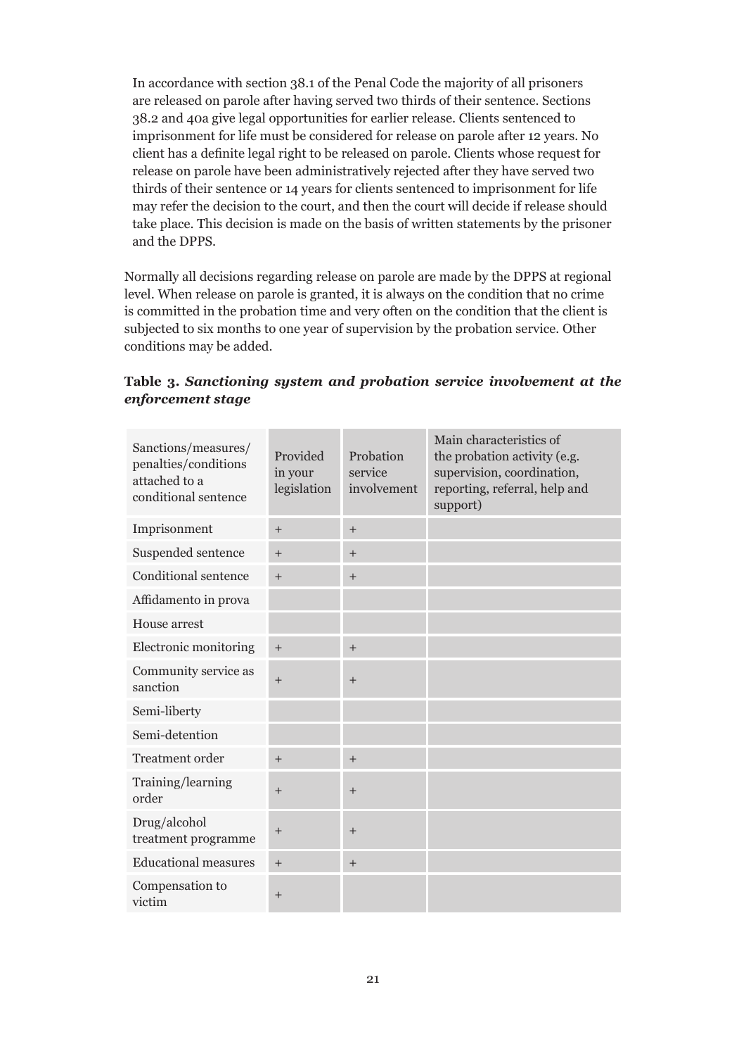In accordance with section 38.1 of the Penal Code the majority of all prisoners are released on parole after having served two thirds of their sentence. Sections 38.2 and 40a give legal opportunities for earlier release. Clients sentenced to imprisonment for life must be considered for release on parole after 12 years. No client has a definite legal right to be released on parole. Clients whose request for release on parole have been administratively rejected after they have served two thirds of their sentence or 14 years for clients sentenced to imprisonment for life may refer the decision to the court, and then the court will decide if release should take place. This decision is made on the basis of written statements by the prisoner and the DPPS.

Normally all decisions regarding release on parole are made by the DPPS at regional level. When release on parole is granted, it is always on the condition that no crime is committed in the probation time and very often on the condition that the client is subjected to six months to one year of supervision by the probation service. Other conditions may be added.

**Table 3.** ***Sanctioning system and probation service involvement at the enforcement stage***

| Sanctions/measures/ penalties/conditions attached to a conditional sentence | Provided in your legislation | Probation service involvement | Main characteristics of the probation activity (e.g. supervision, coordination, reporting, referral, help and support) |
|---|---|---|---|
| Imprisonment | + | + | |
| Suspended sentence | + | + | |
| Conditional sentence | + | + | |
| Affidamento in prova | | | |
| House arrest | | | |
| Electronic monitoring | + | + | |
| Community service as sanction | + | + | |
| Semi-liberty | | | |
| Semi-detention | | | |
| Treatment order | + | + | |
| Training/learning order | + | + | |
| Drug/alcohol treatment programme | + | + | |
| Educational measures | + | + | |
| Compensation to victim | + | | |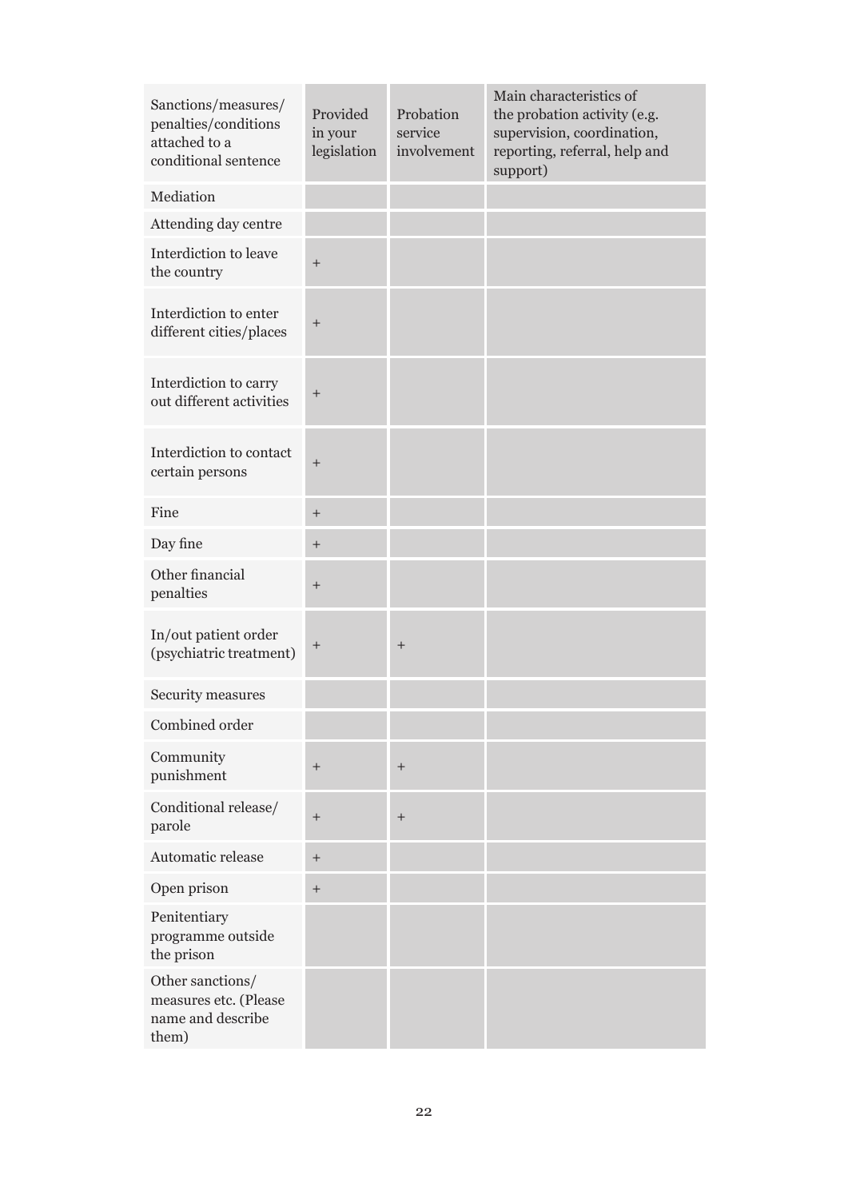| Sanctions/measures/ penalties/conditions attached to a conditional sentence | Provided in your legislation | Probation service involvement | Main characteristics of the probation activity (e.g. supervision, coordination, reporting, referral, help and support) |
|---|---|---|---|
| Mediation | | | |
| Attending day centre | | | |
| Interdiction to leave the country | + | | |
| Interdiction to enter different cities/places | + | | |
| Interdiction to carry out different activities | + | | |
| Interdiction to contact certain persons | + | | |
| Fine | + | | |
| Day fine | + | | |
| Other financial penalties | + | | |
| In/out patient order (psychiatric treatment) | + | + | |
| Security measures | | | |
| Combined order | | | |
| Community punishment | + | + | |
| Conditional release/ parole | + | + | |
| Automatic release | + | | |
| Open prison | + | | |
| Penitentiary programme outside the prison | | | |
| Other sanctions/ measures etc. (Please name and describe them) | | | |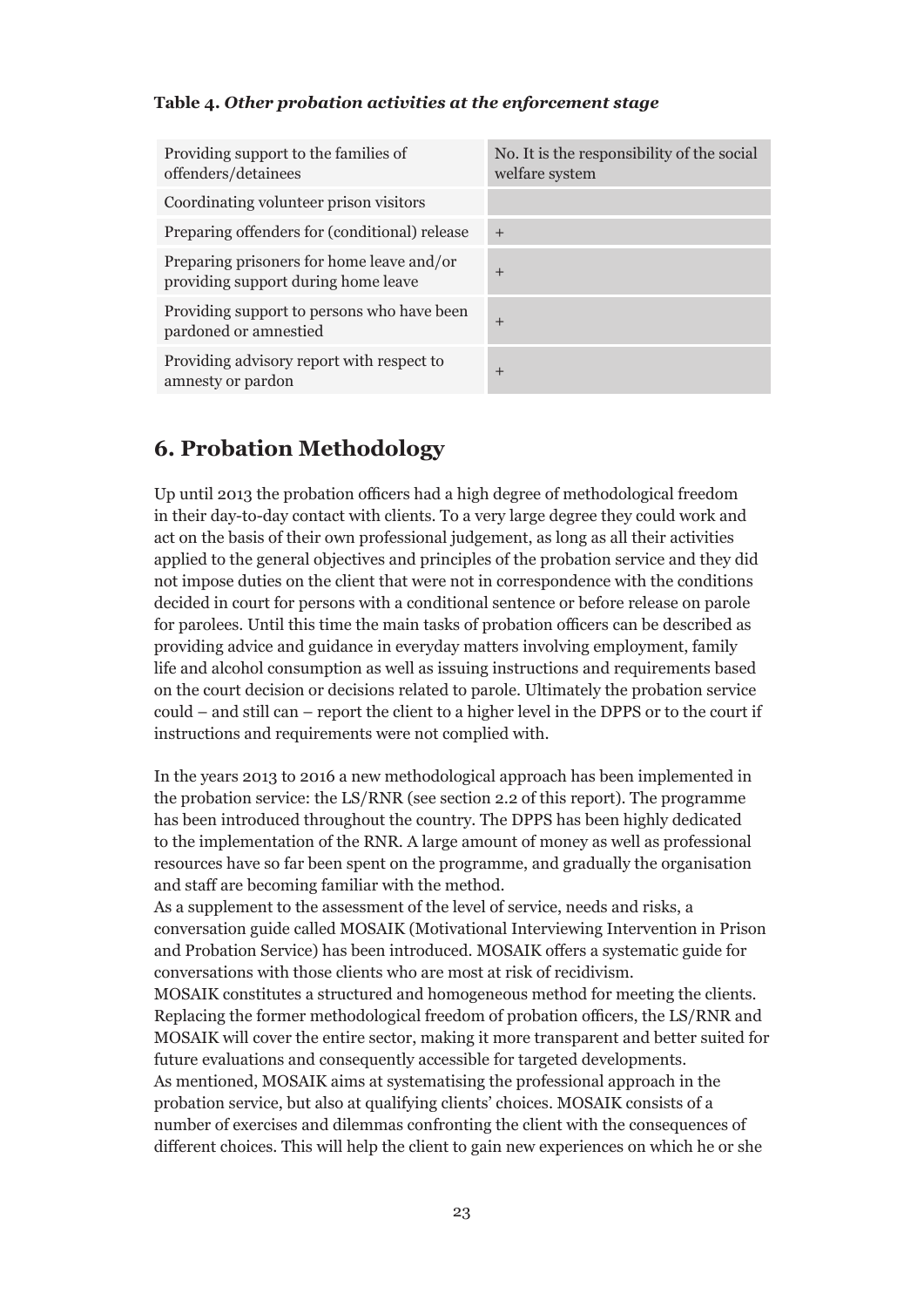**Table 4.** ***Other probation activities at the enforcement stage***

| Activity | |
|---|---|
| Providing support to the families of offenders/detainees | No. It is the responsibility of the social welfare system |
| Coordinating volunteer prison visitors | |
| Preparing offenders for (conditional) release | + |
| Preparing prisoners for home leave and/or providing support during home leave | + |
| Providing support to persons who have been pardoned or amnestied | + |
| Providing advisory report with respect to amnesty or pardon | + |

## 6. Probation Methodology

Up until 2013 the probation officers had a high degree of methodological freedom in their day-to-day contact with clients. To a very large degree they could work and act on the basis of their own professional judgement, as long as all their activities applied to the general objectives and principles of the probation service and they did not impose duties on the client that were not in correspondence with the conditions decided in court for persons with a conditional sentence or before release on parole for parolees. Until this time the main tasks of probation officers can be described as providing advice and guidance in everyday matters involving employment, family life and alcohol consumption as well as issuing instructions and requirements based on the court decision or decisions related to parole. Ultimately the probation service could – and still can – report the client to a higher level in the DPPS or to the court if instructions and requirements were not complied with.

In the years 2013 to 2016 a new methodological approach has been implemented in the probation service: the LS/RNR (see section 2.2 of this report). The programme has been introduced throughout the country. The DPPS has been highly dedicated to the implementation of the RNR. A large amount of money as well as professional resources have so far been spent on the programme, and gradually the organisation and staff are becoming familiar with the method.

As a supplement to the assessment of the level of service, needs and risks, a conversation guide called MOSAIK (Motivational Interviewing Intervention in Prison and Probation Service) has been introduced. MOSAIK offers a systematic guide for conversations with those clients who are most at risk of recidivism.

MOSAIK constitutes a structured and homogeneous method for meeting the clients. Replacing the former methodological freedom of probation officers, the LS/RNR and MOSAIK will cover the entire sector, making it more transparent and better suited for future evaluations and consequently accessible for targeted developments.

As mentioned, MOSAIK aims at systematising the professional approach in the probation service, but also at qualifying clients' choices. MOSAIK consists of a number of exercises and dilemmas confronting the client with the consequences of different choices. This will help the client to gain new experiences on which he or she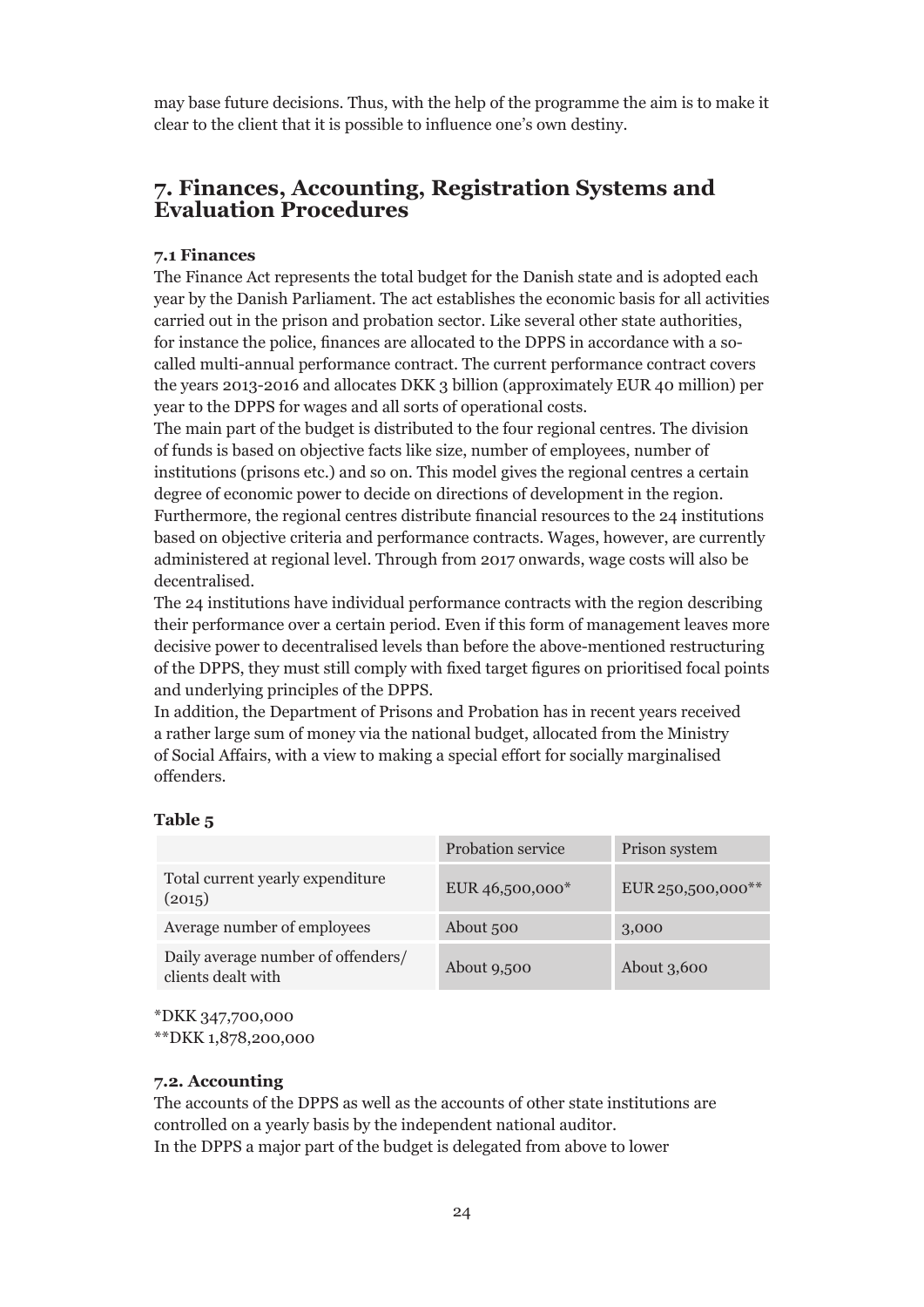may base future decisions. Thus, with the help of the programme the aim is to make it clear to the client that it is possible to influence one's own destiny.

## 7. Finances, Accounting, Registration Systems and Evaluation Procedures

### 7.1 Finances

The Finance Act represents the total budget for the Danish state and is adopted each year by the Danish Parliament. The act establishes the economic basis for all activities carried out in the prison and probation sector. Like several other state authorities, for instance the police, finances are allocated to the DPPS in accordance with a so-called multi-annual performance contract. The current performance contract covers the years 2013-2016 and allocates DKK 3 billion (approximately EUR 40 million) per year to the DPPS for wages and all sorts of operational costs.

The main part of the budget is distributed to the four regional centres. The division of funds is based on objective facts like size, number of employees, number of institutions (prisons etc.) and so on. This model gives the regional centres a certain degree of economic power to decide on directions of development in the region. Furthermore, the regional centres distribute financial resources to the 24 institutions based on objective criteria and performance contracts. Wages, however, are currently administered at regional level. Through from 2017 onwards, wage costs will also be decentralised.

The 24 institutions have individual performance contracts with the region describing their performance over a certain period. Even if this form of management leaves more decisive power to decentralised levels than before the above-mentioned restructuring of the DPPS, they must still comply with fixed target figures on prioritised focal points and underlying principles of the DPPS.

In addition, the Department of Prisons and Probation has in recent years received a rather large sum of money via the national budget, allocated from the Ministry of Social Affairs, with a view to making a special effort for socially marginalised offenders.

**Table 5**

| | Probation service | Prison system |
|---|---|---|
| Total current yearly expenditure (2015) | EUR 46,500,000* | EUR 250,500,000** |
| Average number of employees | About 500 | 3,000 |
| Daily average number of offenders/ clients dealt with | About 9,500 | About 3,600 |

*DKK 347,700,000
**DKK 1,878,200,000

### 7.2. Accounting

The accounts of the DPPS as well as the accounts of other state institutions are controlled on a yearly basis by the independent national auditor.

In the DPPS a major part of the budget is delegated from above to lower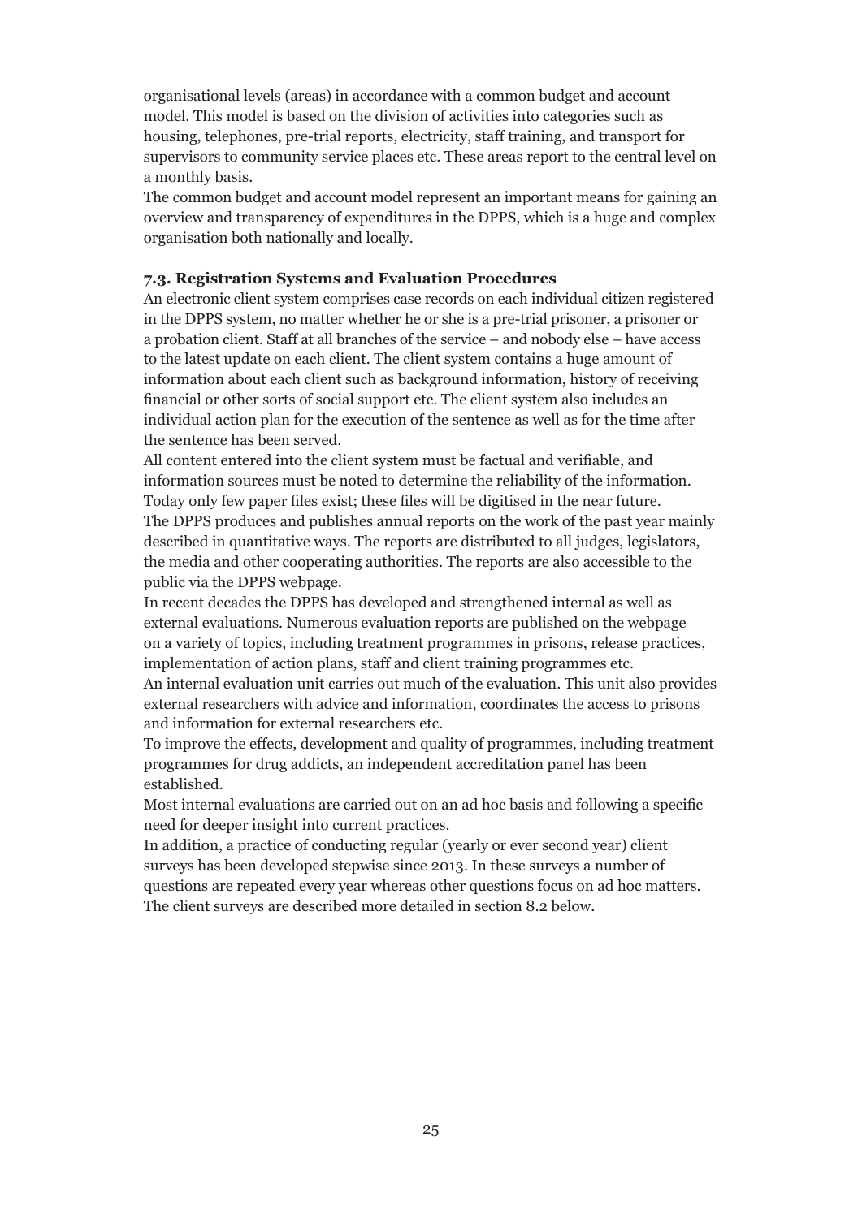organisational levels (areas) in accordance with a common budget and account model. This model is based on the division of activities into categories such as housing, telephones, pre-trial reports, electricity, staff training, and transport for supervisors to community service places etc. These areas report to the central level on a monthly basis.

The common budget and account model represent an important means for gaining an overview and transparency of expenditures in the DPPS, which is a huge and complex organisation both nationally and locally.

### 7.3. Registration Systems and Evaluation Procedures

An electronic client system comprises case records on each individual citizen registered in the DPPS system, no matter whether he or she is a pre-trial prisoner, a prisoner or a probation client. Staff at all branches of the service – and nobody else – have access to the latest update on each client. The client system contains a huge amount of information about each client such as background information, history of receiving financial or other sorts of social support etc. The client system also includes an individual action plan for the execution of the sentence as well as for the time after the sentence has been served.

All content entered into the client system must be factual and verifiable, and information sources must be noted to determine the reliability of the information. Today only few paper files exist; these files will be digitised in the near future.

The DPPS produces and publishes annual reports on the work of the past year mainly described in quantitative ways. The reports are distributed to all judges, legislators, the media and other cooperating authorities. The reports are also accessible to the public via the DPPS webpage.

In recent decades the DPPS has developed and strengthened internal as well as external evaluations. Numerous evaluation reports are published on the webpage on a variety of topics, including treatment programmes in prisons, release practices, implementation of action plans, staff and client training programmes etc.

An internal evaluation unit carries out much of the evaluation. This unit also provides external researchers with advice and information, coordinates the access to prisons and information for external researchers etc.

To improve the effects, development and quality of programmes, including treatment programmes for drug addicts, an independent accreditation panel has been established.

Most internal evaluations are carried out on an ad hoc basis and following a specific need for deeper insight into current practices.

In addition, a practice of conducting regular (yearly or ever second year) client surveys has been developed stepwise since 2013. In these surveys a number of questions are repeated every year whereas other questions focus on ad hoc matters. The client surveys are described more detailed in section 8.2 below.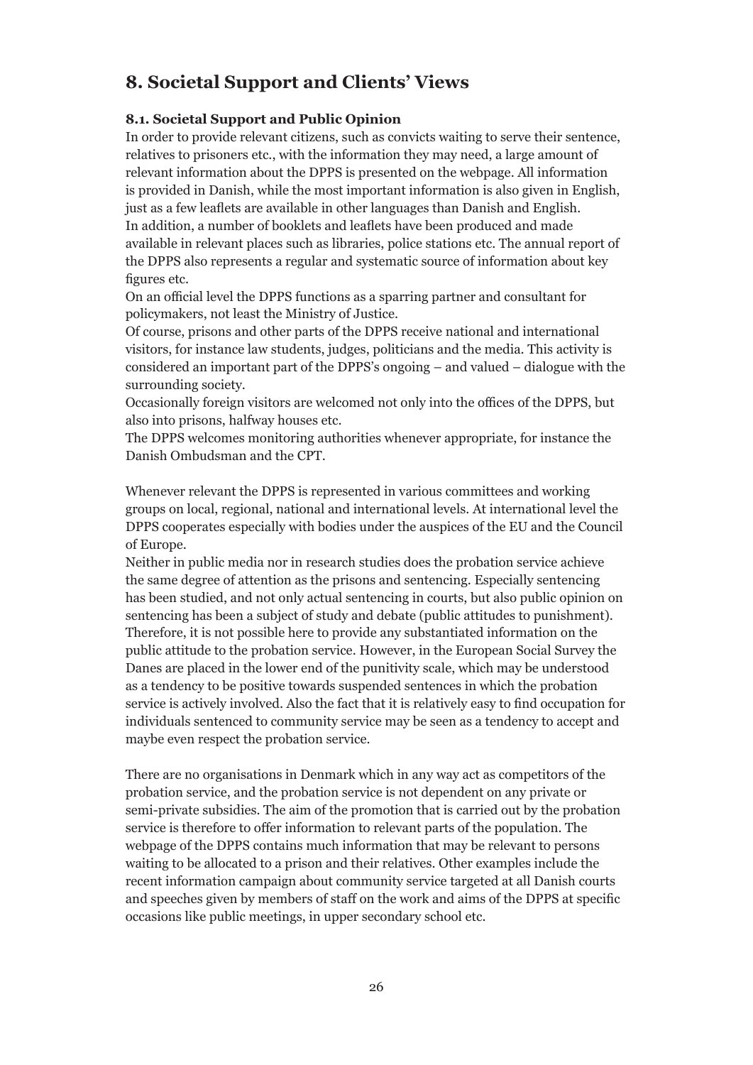## 8. Societal Support and Clients' Views

### 8.1. Societal Support and Public Opinion

In order to provide relevant citizens, such as convicts waiting to serve their sentence, relatives to prisoners etc., with the information they may need, a large amount of relevant information about the DPPS is presented on the webpage. All information is provided in Danish, while the most important information is also given in English, just as a few leaflets are available in other languages than Danish and English.
In addition, a number of booklets and leaflets have been produced and made available in relevant places such as libraries, police stations etc. The annual report of the DPPS also represents a regular and systematic source of information about key figures etc.
On an official level the DPPS functions as a sparring partner and consultant for policymakers, not least the Ministry of Justice.
Of course, prisons and other parts of the DPPS receive national and international visitors, for instance law students, judges, politicians and the media. This activity is considered an important part of the DPPS's ongoing – and valued – dialogue with the surrounding society.
Occasionally foreign visitors are welcomed not only into the offices of the DPPS, but also into prisons, halfway houses etc.
The DPPS welcomes monitoring authorities whenever appropriate, for instance the Danish Ombudsman and the CPT.

Whenever relevant the DPPS is represented in various committees and working groups on local, regional, national and international levels. At international level the DPPS cooperates especially with bodies under the auspices of the EU and the Council of Europe.
Neither in public media nor in research studies does the probation service achieve the same degree of attention as the prisons and sentencing. Especially sentencing has been studied, and not only actual sentencing in courts, but also public opinion on sentencing has been a subject of study and debate (public attitudes to punishment). Therefore, it is not possible here to provide any substantiated information on the public attitude to the probation service. However, in the European Social Survey the Danes are placed in the lower end of the punitivity scale, which may be understood as a tendency to be positive towards suspended sentences in which the probation service is actively involved. Also the fact that it is relatively easy to find occupation for individuals sentenced to community service may be seen as a tendency to accept and maybe even respect the probation service.

There are no organisations in Denmark which in any way act as competitors of the probation service, and the probation service is not dependent on any private or semi-private subsidies. The aim of the promotion that is carried out by the probation service is therefore to offer information to relevant parts of the population. The webpage of the DPPS contains much information that may be relevant to persons waiting to be allocated to a prison and their relatives. Other examples include the recent information campaign about community service targeted at all Danish courts and speeches given by members of staff on the work and aims of the DPPS at specific occasions like public meetings, in upper secondary school etc.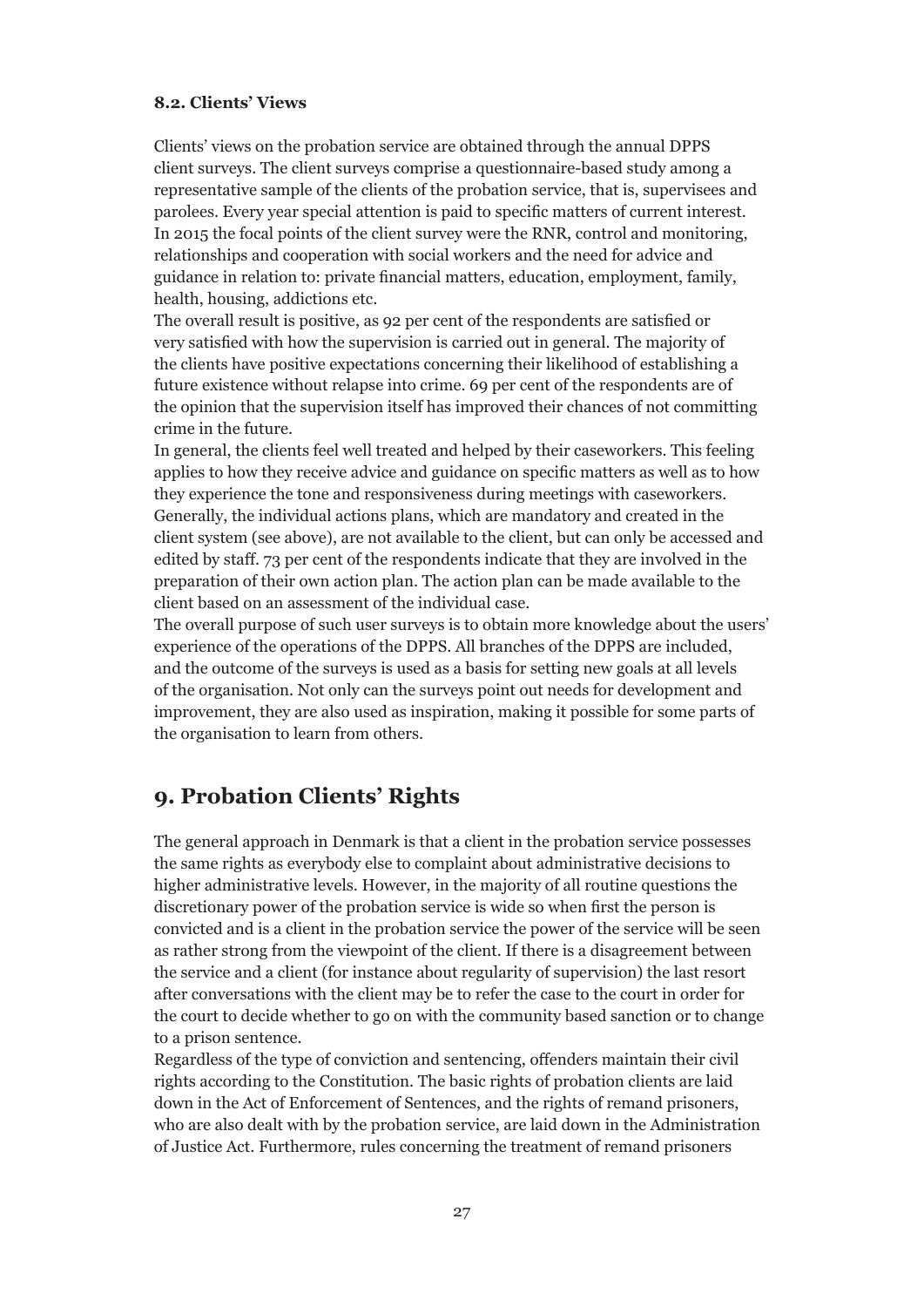### 8.2. Clients' Views

Clients' views on the probation service are obtained through the annual DPPS client surveys. The client surveys comprise a questionnaire-based study among a representative sample of the clients of the probation service, that is, supervisees and parolees. Every year special attention is paid to specific matters of current interest. In 2015 the focal points of the client survey were the RNR, control and monitoring, relationships and cooperation with social workers and the need for advice and guidance in relation to: private financial matters, education, employment, family, health, housing, addictions etc.

The overall result is positive, as 92 per cent of the respondents are satisfied or very satisfied with how the supervision is carried out in general. The majority of the clients have positive expectations concerning their likelihood of establishing a future existence without relapse into crime. 69 per cent of the respondents are of the opinion that the supervision itself has improved their chances of not committing crime in the future.

In general, the clients feel well treated and helped by their caseworkers. This feeling applies to how they receive advice and guidance on specific matters as well as to how they experience the tone and responsiveness during meetings with caseworkers. Generally, the individual actions plans, which are mandatory and created in the client system (see above), are not available to the client, but can only be accessed and edited by staff. 73 per cent of the respondents indicate that they are involved in the preparation of their own action plan. The action plan can be made available to the client based on an assessment of the individual case.

The overall purpose of such user surveys is to obtain more knowledge about the users' experience of the operations of the DPPS. All branches of the DPPS are included, and the outcome of the surveys is used as a basis for setting new goals at all levels of the organisation. Not only can the surveys point out needs for development and improvement, they are also used as inspiration, making it possible for some parts of the organisation to learn from others.

## 9. Probation Clients' Rights

The general approach in Denmark is that a client in the probation service possesses the same rights as everybody else to complaint about administrative decisions to higher administrative levels. However, in the majority of all routine questions the discretionary power of the probation service is wide so when first the person is convicted and is a client in the probation service the power of the service will be seen as rather strong from the viewpoint of the client. If there is a disagreement between the service and a client (for instance about regularity of supervision) the last resort after conversations with the client may be to refer the case to the court in order for the court to decide whether to go on with the community based sanction or to change to a prison sentence.

Regardless of the type of conviction and sentencing, offenders maintain their civil rights according to the Constitution. The basic rights of probation clients are laid down in the Act of Enforcement of Sentences, and the rights of remand prisoners, who are also dealt with by the probation service, are laid down in the Administration of Justice Act. Furthermore, rules concerning the treatment of remand prisoners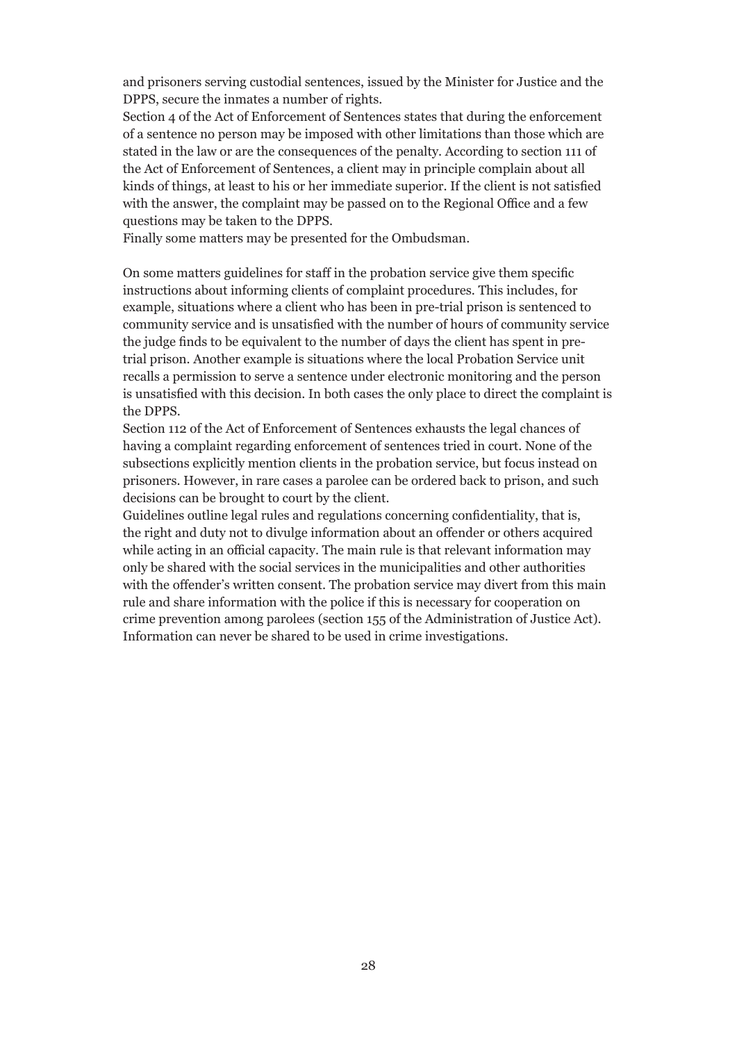and prisoners serving custodial sentences, issued by the Minister for Justice and the DPPS, secure the inmates a number of rights.

Section 4 of the Act of Enforcement of Sentences states that during the enforcement of a sentence no person may be imposed with other limitations than those which are stated in the law or are the consequences of the penalty. According to section 111 of the Act of Enforcement of Sentences, a client may in principle complain about all kinds of things, at least to his or her immediate superior. If the client is not satisfied with the answer, the complaint may be passed on to the Regional Office and a few questions may be taken to the DPPS.

Finally some matters may be presented for the Ombudsman.

On some matters guidelines for staff in the probation service give them specific instructions about informing clients of complaint procedures. This includes, for example, situations where a client who has been in pre-trial prison is sentenced to community service and is unsatisfied with the number of hours of community service the judge finds to be equivalent to the number of days the client has spent in pre-trial prison. Another example is situations where the local Probation Service unit recalls a permission to serve a sentence under electronic monitoring and the person is unsatisfied with this decision. In both cases the only place to direct the complaint is the DPPS.

Section 112 of the Act of Enforcement of Sentences exhausts the legal chances of having a complaint regarding enforcement of sentences tried in court. None of the subsections explicitly mention clients in the probation service, but focus instead on prisoners. However, in rare cases a parolee can be ordered back to prison, and such decisions can be brought to court by the client.

Guidelines outline legal rules and regulations concerning confidentiality, that is, the right and duty not to divulge information about an offender or others acquired while acting in an official capacity. The main rule is that relevant information may only be shared with the social services in the municipalities and other authorities with the offender's written consent. The probation service may divert from this main rule and share information with the police if this is necessary for cooperation on crime prevention among parolees (section 155 of the Administration of Justice Act). Information can never be shared to be used in crime investigations.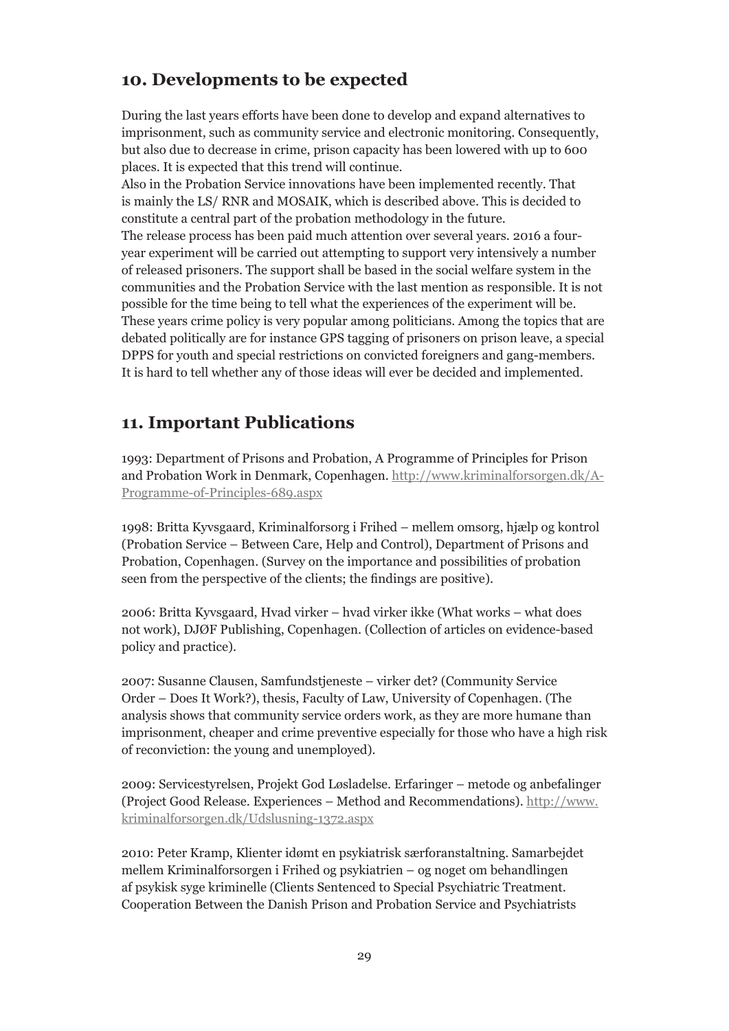## 10. Developments to be expected

During the last years efforts have been done to develop and expand alternatives to imprisonment, such as community service and electronic monitoring. Consequently, but also due to decrease in crime, prison capacity has been lowered with up to 600 places. It is expected that this trend will continue.

Also in the Probation Service innovations have been implemented recently. That is mainly the LS/ RNR and MOSAIK, which is described above. This is decided to constitute a central part of the probation methodology in the future.

The release process has been paid much attention over several years. 2016 a four-year experiment will be carried out attempting to support very intensively a number of released prisoners. The support shall be based in the social welfare system in the communities and the Probation Service with the last mention as responsible. It is not possible for the time being to tell what the experiences of the experiment will be.

These years crime policy is very popular among politicians. Among the topics that are debated politically are for instance GPS tagging of prisoners on prison leave, a special DPPS for youth and special restrictions on convicted foreigners and gang-members. It is hard to tell whether any of those ideas will ever be decided and implemented.

## 11. Important Publications

1993: Department of Prisons and Probation, A Programme of Principles for Prison and Probation Work in Denmark, Copenhagen. http://www.kriminalforsorgen.dk/A-Programme-of-Principles-689.aspx

1998: Britta Kyvsgaard, Kriminalforsorg i Frihed – mellem omsorg, hjælp og kontrol (Probation Service – Between Care, Help and Control), Department of Prisons and Probation, Copenhagen. (Survey on the importance and possibilities of probation seen from the perspective of the clients; the findings are positive).

2006: Britta Kyvsgaard, Hvad virker – hvad virker ikke (What works – what does not work), DJØF Publishing, Copenhagen. (Collection of articles on evidence-based policy and practice).

2007: Susanne Clausen, Samfundstjeneste – virker det? (Community Service Order – Does It Work?), thesis, Faculty of Law, University of Copenhagen. (The analysis shows that community service orders work, as they are more humane than imprisonment, cheaper and crime preventive especially for those who have a high risk of reconviction: the young and unemployed).

2009: Servicestyrelsen, Projekt God Løsladelse. Erfaringer – metode og anbefalinger (Project Good Release. Experiences – Method and Recommendations). http://www.kriminalforsorgen.dk/Udslusning-1372.aspx

2010: Peter Kramp, Klienter idømt en psykiatrisk særforanstaltning. Samarbejdet mellem Kriminalforsorgen i Frihed og psykiatrien – og noget om behandlingen af psykisk syge kriminelle (Clients Sentenced to Special Psychiatric Treatment. Cooperation Between the Danish Prison and Probation Service and Psychiatrists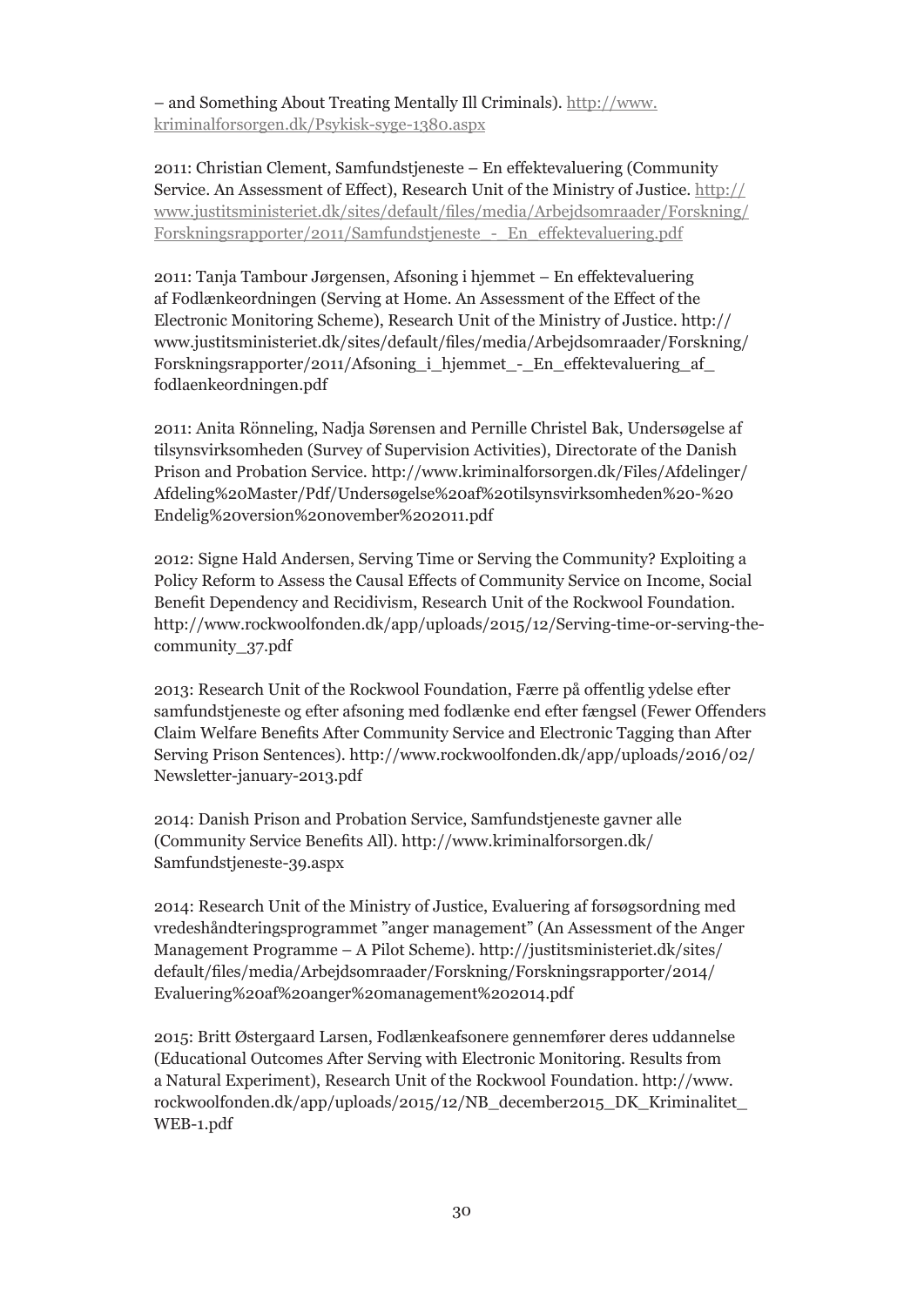– and Something About Treating Mentally Ill Criminals). http://www.kriminalforsorgen.dk/Psykisk-syge-1380.aspx

2011: Christian Clement, Samfundstjeneste – En effektevaluering (Community Service. An Assessment of Effect), Research Unit of the Ministry of Justice. http://www.justitsministeriet.dk/sites/default/files/media/Arbejdsomraader/Forskning/Forskningsrapporter/2011/Samfundstjeneste_-_En_effektevaluering.pdf

2011: Tanja Tambour Jørgensen, Afsoning i hjemmet – En effektevaluering af Fodlænkeordningen (Serving at Home. An Assessment of the Effect of the Electronic Monitoring Scheme), Research Unit of the Ministry of Justice. http://www.justitsministeriet.dk/sites/default/files/media/Arbejdsomraader/Forskning/Forskningsrapporter/2011/Afsoning_i_hjemmet_-_En_effektevaluering_af_fodlaenkeordningen.pdf

2011: Anita Rönneling, Nadja Sørensen and Pernille Christel Bak, Undersøgelse af tilsynsvirksomheden (Survey of Supervision Activities), Directorate of the Danish Prison and Probation Service. http://www.kriminalforsorgen.dk/Files/Afdelinger/Afdeling%20Master/Pdf/Undersøgelse%20af%20tilsynsvirksomheden%20-%20Endelig%20version%20november%202011.pdf

2012: Signe Hald Andersen, Serving Time or Serving the Community? Exploiting a Policy Reform to Assess the Causal Effects of Community Service on Income, Social Benefit Dependency and Recidivism, Research Unit of the Rockwool Foundation. http://www.rockwoolfonden.dk/app/uploads/2015/12/Serving-time-or-serving-the-community_37.pdf

2013: Research Unit of the Rockwool Foundation, Færre på offentlig ydelse efter samfundstjeneste og efter afsoning med fodlænke end efter fængsel (Fewer Offenders Claim Welfare Benefits After Community Service and Electronic Tagging than After Serving Prison Sentences). http://www.rockwoolfonden.dk/app/uploads/2016/02/Newsletter-january-2013.pdf

2014: Danish Prison and Probation Service, Samfundstjeneste gavner alle (Community Service Benefits All). http://www.kriminalforsorgen.dk/Samfundstjeneste-39.aspx

2014: Research Unit of the Ministry of Justice, Evaluering af forsøgsordning med vredeshåndteringsprogrammet "anger management" (An Assessment of the Anger Management Programme – A Pilot Scheme). http://justitsministeriet.dk/sites/default/files/media/Arbejdsomraader/Forskning/Forskningsrapporter/2014/Evaluering%20af%20anger%20management%202014.pdf

2015: Britt Østergaard Larsen, Fodlænkeafsonere gennemfører deres uddannelse (Educational Outcomes After Serving with Electronic Monitoring. Results from a Natural Experiment), Research Unit of the Rockwool Foundation. http://www.rockwoolfonden.dk/app/uploads/2015/12/NB_december2015_DK_Kriminalitet_WEB-1.pdf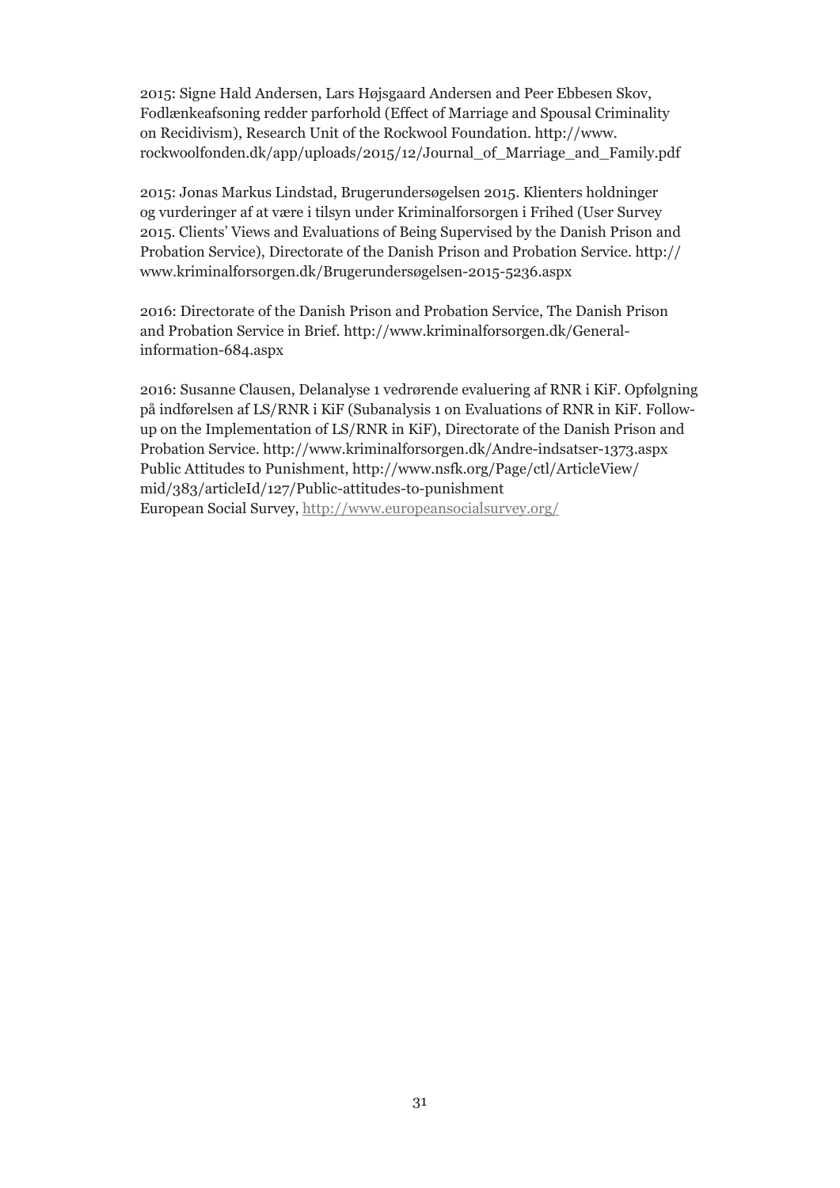2015: Signe Hald Andersen, Lars Højsgaard Andersen and Peer Ebbesen Skov, Fodlænkeafsoning redder parforhold (Effect of Marriage and Spousal Criminality on Recidivism), Research Unit of the Rockwool Foundation. http://www.rockwoolfonden.dk/app/uploads/2015/12/Journal_of_Marriage_and_Family.pdf

2015: Jonas Markus Lindstad, Brugerundersøgelsen 2015. Klienters holdninger og vurderinger af at være i tilsyn under Kriminalforsorgen i Frihed (User Survey 2015. Clients' Views and Evaluations of Being Supervised by the Danish Prison and Probation Service), Directorate of the Danish Prison and Probation Service. http://www.kriminalforsorgen.dk/Brugerundersøgelsen-2015-5236.aspx

2016: Directorate of the Danish Prison and Probation Service, The Danish Prison and Probation Service in Brief. http://www.kriminalforsorgen.dk/General-information-684.aspx

2016: Susanne Clausen, Delanalyse 1 vedrørende evaluering af RNR i KiF. Opfølgning på indførelsen af LS/RNR i KiF (Subanalysis 1 on Evaluations of RNR in KiF. Follow-up on the Implementation of LS/RNR in KiF), Directorate of the Danish Prison and Probation Service. http://www.kriminalforsorgen.dk/Andre-indsatser-1373.aspx
Public Attitudes to Punishment, http://www.nsfk.org/Page/ctl/ArticleView/mid/383/articleId/127/Public-attitudes-to-punishment
European Social Survey, http://www.europeansocialsurvey.org/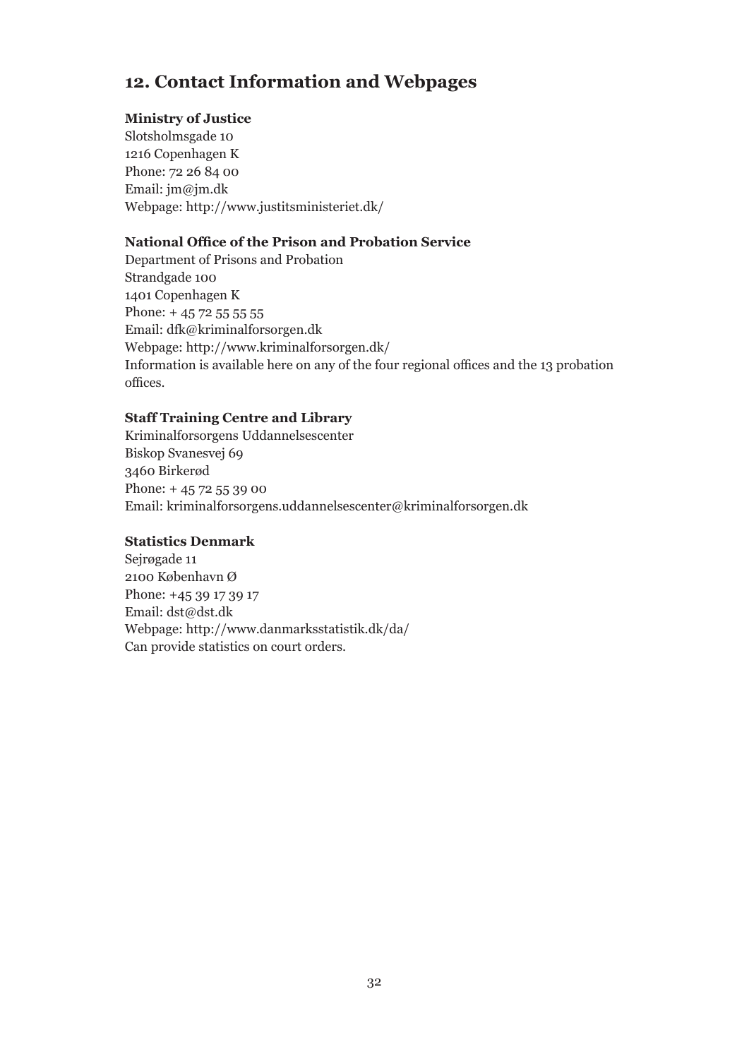## 12. Contact Information and Webpages

**Ministry of Justice**
Slotsholmsgade 10
1216 Copenhagen K
Phone: 72 26 84 00
Email: jm@jm.dk
Webpage: http://www.justitsministeriet.dk/

**National Office of the Prison and Probation Service**
Department of Prisons and Probation
Strandgade 100
1401 Copenhagen K
Phone: + 45 72 55 55 55
Email: dfk@kriminalforsorgen.dk
Webpage: http://www.kriminalforsorgen.dk/
Information is available here on any of the four regional offices and the 13 probation offices.

**Staff Training Centre and Library**
Kriminalforsorgens Uddannelsescenter
Biskop Svanesvej 69
3460 Birkerød
Phone: + 45 72 55 39 00
Email: kriminalforsorgens.uddannelsescenter@kriminalforsorgen.dk

**Statistics Denmark**
Sejrøgade 11
2100 København Ø
Phone: +45 39 17 39 17
Email: dst@dst.dk
Webpage: http://www.danmarksstatistik.dk/da/
Can provide statistics on court orders.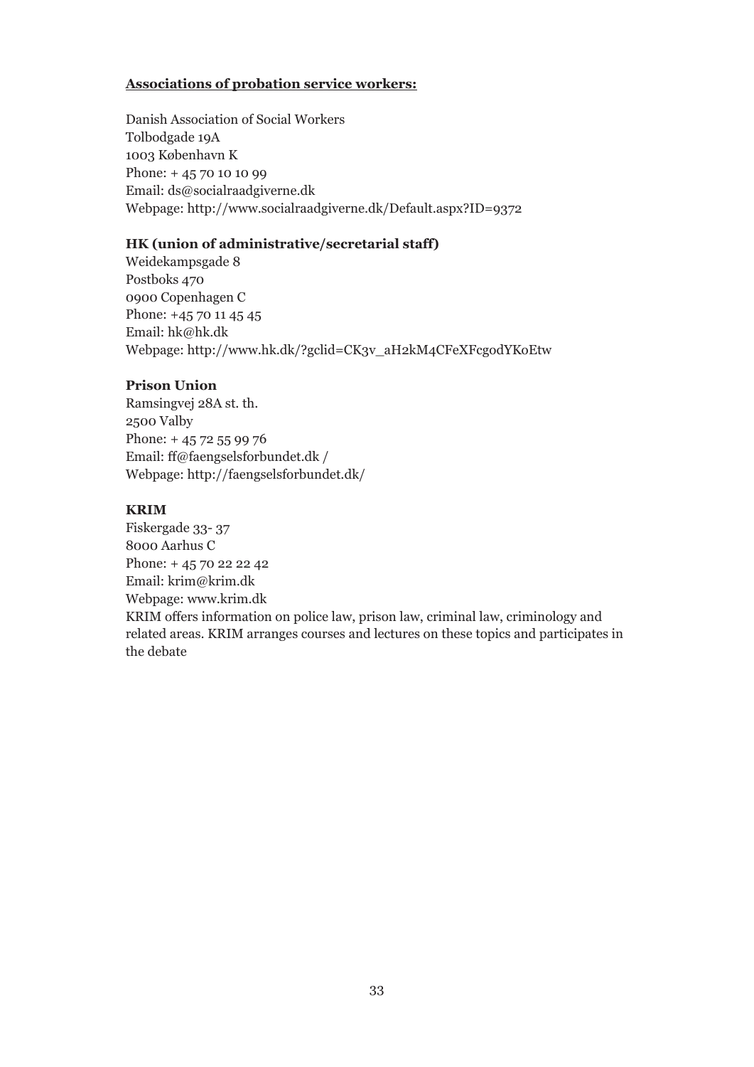**Associations of probation service workers:**

Danish Association of Social Workers
Tolbodgade 19A
1003 København K
Phone: + 45 70 10 10 99
Email: ds@socialraadgiverne.dk
Webpage: http://www.socialraadgiverne.dk/Default.aspx?ID=9372

**HK (union of administrative/secretarial staff)**
Weidekampsgade 8
Postboks 470
0900 Copenhagen C
Phone: +45 70 11 45 45
Email: hk@hk.dk
Webpage: http://www.hk.dk/?gclid=CK3v_aH2kM4CFeXFcgodYKoEtw

**Prison Union**
Ramsingvej 28A st. th.
2500 Valby
Phone: + 45 72 55 99 76
Email: ff@faengselsforbundet.dk /
Webpage: http://faengselsforbundet.dk/

**KRIM**
Fiskergade 33- 37
8000 Aarhus C
Phone: + 45 70 22 22 42
Email: krim@krim.dk
Webpage: www.krim.dk
KRIM offers information on police law, prison law, criminal law, criminology and related areas. KRIM arranges courses and lectures on these topics and participates in the debate